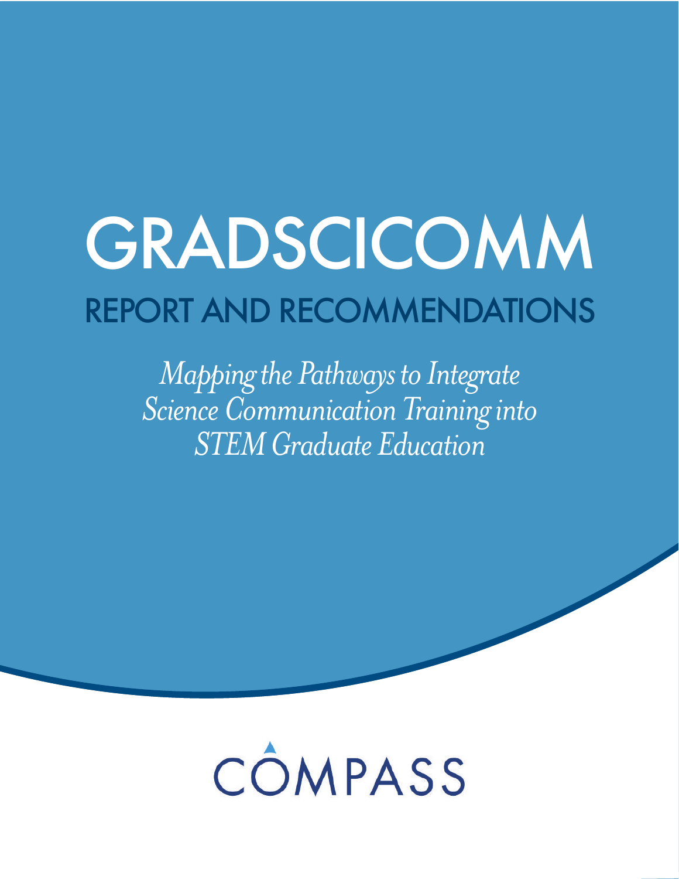# GRADSCICOMM

## REPORT AND RECOMMENDATIONS

*Mapping the Pathways to Integrate Science Communication Training into STEM Graduate Education*

COMPASS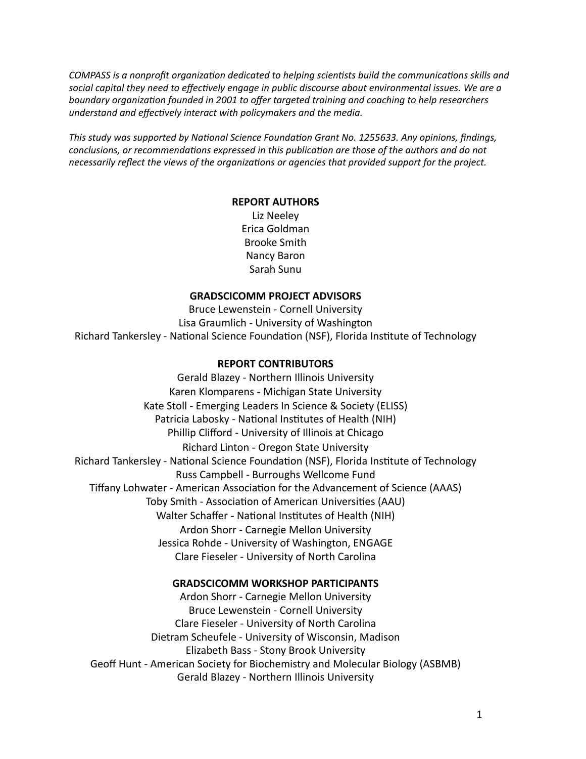*COMPASS is a nonprofit organization dedicated to helping scientists build the communications skills and social capital they need to effectively engage in public discourse about environmental issues. We are a boundary organization founded in 2001 to offer targeted training and coaching to help researchers understand and effectively interact with policymakers and the media.*

*This study was supported by National Science Foundation Grant No. 1255633. Any opinions, findings, conclusions, or recommendations expressed in this publication are those of the authors and do not necessarily reflect the views of the organizations or agencies that provided support for the project.*

**REPORT AUTHORS**

Liz Neeley
Erica Goldman
Brooke Smith
Nancy Baron
Sarah Sunu

**GRADSCICOMM PROJECT ADVISORS**

Bruce Lewenstein - Cornell University
Lisa Graumlich - University of Washington
Richard Tankersley - National Science Foundation (NSF), Florida Institute of Technology

**REPORT CONTRIBUTORS**

Gerald Blazey - Northern Illinois University
Karen Klomparens - Michigan State University
Kate Stoll - Emerging Leaders In Science & Society (ELISS)
Patricia Labosky - National Institutes of Health (NIH)
Phillip Clifford - University of Illinois at Chicago
Richard Linton - Oregon State University
Richard Tankersley - National Science Foundation (NSF), Florida Institute of Technology
Russ Campbell - Burroughs Wellcome Fund
Tiffany Lohwater - American Association for the Advancement of Science (AAAS)
Toby Smith - Association of American Universities (AAU)
Walter Schaffer - National Institutes of Health (NIH)
Ardon Shorr - Carnegie Mellon University
Jessica Rohde - University of Washington, ENGAGE
Clare Fieseler - University of North Carolina

**GRADSCICOMM WORKSHOP PARTICIPANTS**

Ardon Shorr - Carnegie Mellon University
Bruce Lewenstein - Cornell University
Clare Fieseler - University of North Carolina
Dietram Scheufele - University of Wisconsin, Madison
Elizabeth Bass - Stony Brook University
Geoff Hunt - American Society for Biochemistry and Molecular Biology (ASBMB)
Gerald Blazey - Northern Illinois University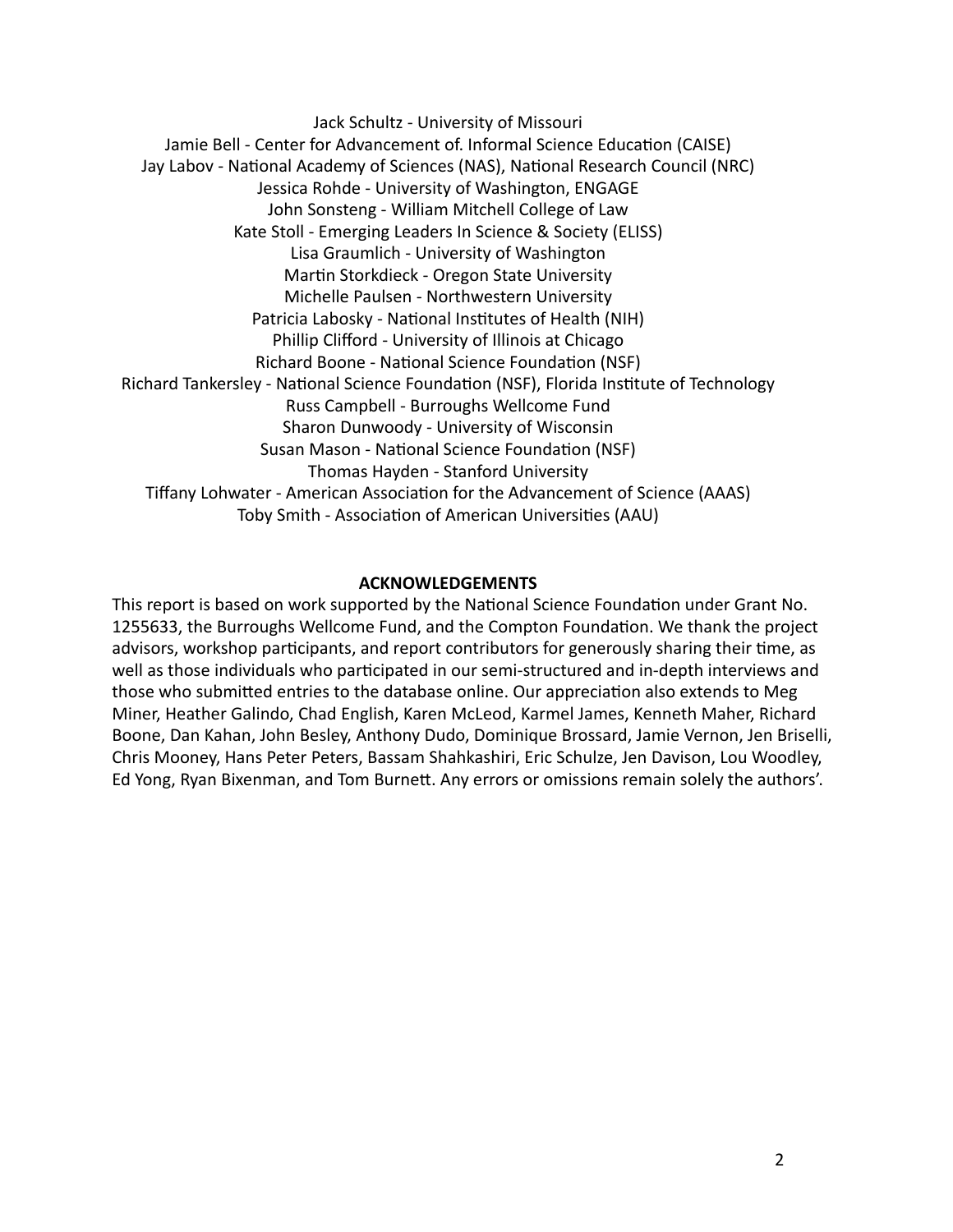Jack Schultz - University of Missouri  
Jamie Bell - Center for Advancement of. Informal Science Education (CAISE)  
Jay Labov - National Academy of Sciences (NAS), National Research Council (NRC)  
Jessica Rohde - University of Washington, ENGAGE  
John Sonsteng - William Mitchell College of Law  
Kate Stoll - Emerging Leaders In Science & Society (ELISS)  
Lisa Graumlich - University of Washington  
Martin Storkdieck - Oregon State University  
Michelle Paulsen - Northwestern University  
Patricia Labosky - National Institutes of Health (NIH)  
Phillip Clifford - University of Illinois at Chicago  
Richard Boone - National Science Foundation (NSF)  
Richard Tankersley - National Science Foundation (NSF), Florida Institute of Technology  
Russ Campbell - Burroughs Wellcome Fund  
Sharon Dunwoody - University of Wisconsin  
Susan Mason - National Science Foundation (NSF)  
Thomas Hayden - Stanford University  
Tiffany Lohwater - American Association for the Advancement of Science (AAAS)  
Toby Smith - Association of American Universities (AAU)

**ACKNOWLEDGEMENTS**

This report is based on work supported by the National Science Foundation under Grant No. 1255633, the Burroughs Wellcome Fund, and the Compton Foundation. We thank the project advisors, workshop participants, and report contributors for generously sharing their time, as well as those individuals who participated in our semi-structured and in-depth interviews and those who submitted entries to the database online. Our appreciation also extends to Meg Miner, Heather Galindo, Chad English, Karen McLeod, Karmel James, Kenneth Maher, Richard Boone, Dan Kahan, John Besley, Anthony Dudo, Dominique Brossard, Jamie Vernon, Jen Briselli, Chris Mooney, Hans Peter Peters, Bassam Shahkashiri, Eric Schulze, Jen Davison, Lou Woodley, Ed Yong, Ryan Bixenman, and Tom Burnett. Any errors or omissions remain solely the authors'.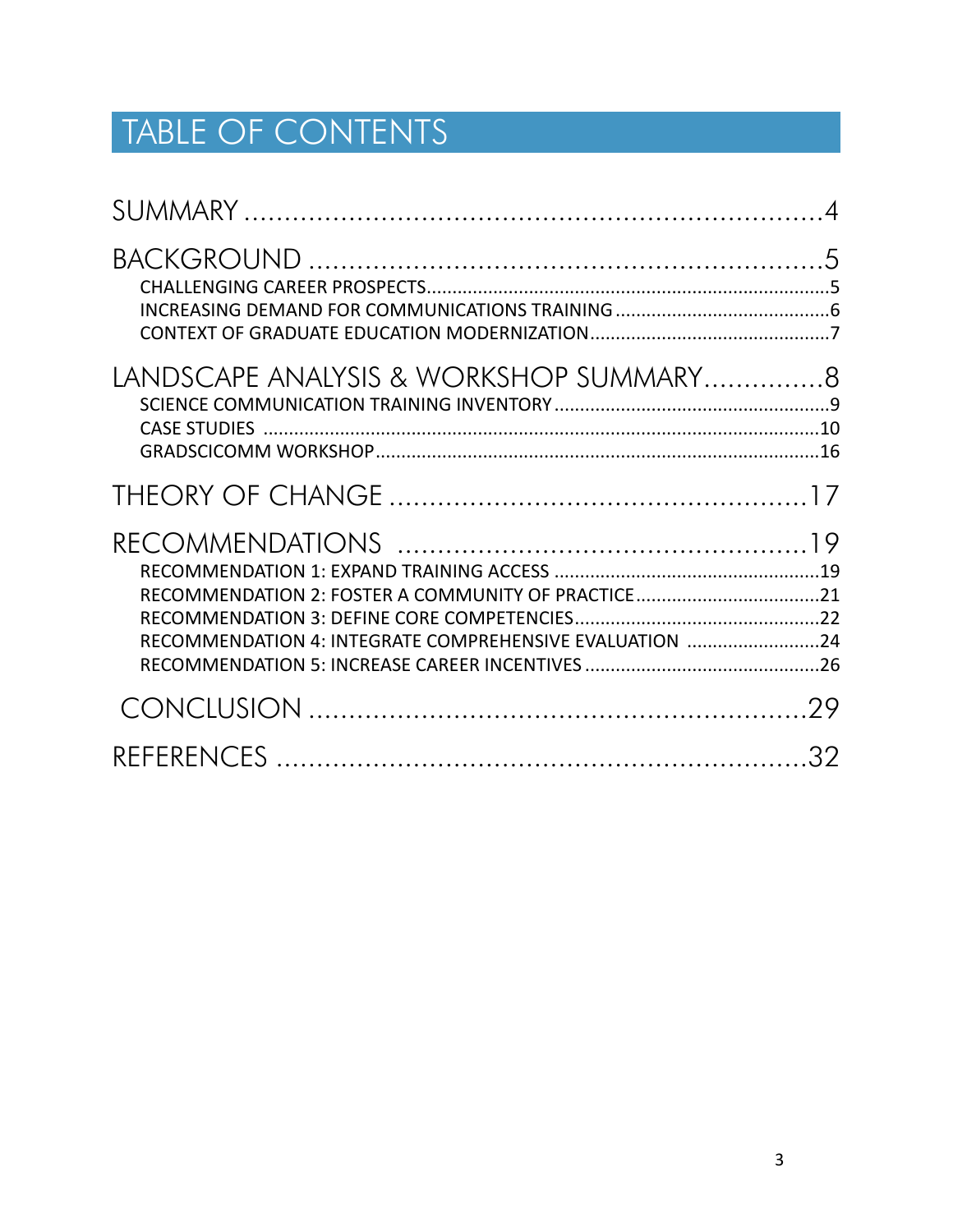# TABLE OF CONTENTS

SUMMARY ....................................................................4

BACKGROUND ..............................................................5

- CHALLENGING CAREER PROSPECTS..............................................................................5
- INCREASING DEMAND FOR COMMUNICATIONS TRAINING ..........................................6
- CONTEXT OF GRADUATE EDUCATION MODERNIZATION...............................................7

LANDSCAPE ANALYSIS & WORKSHOP SUMMARY..............8

- SCIENCE COMMUNICATION TRAINING INVENTORY .....................................................9
- CASE STUDIES ............................................................................................................10
- GRADSCICOMM WORKSHOP.......................................................................................16

THEORY OF CHANGE ..................................................17

RECOMMENDATIONS ..................................................19

- RECOMMENDATION 1: EXPAND TRAINING ACCESS ....................................................19
- RECOMMENDATION 2: FOSTER A COMMUNITY OF PRACTICE....................................21
- RECOMMENDATION 3: DEFINE CORE COMPETENCIES................................................22
- RECOMMENDATION 4: INTEGRATE COMPREHENSIVE EVALUATION ..........................24
- RECOMMENDATION 5: INCREASE CAREER INCENTIVES ..............................................26

CONCLUSION ...........................................................29

REFERENCES ............................................................32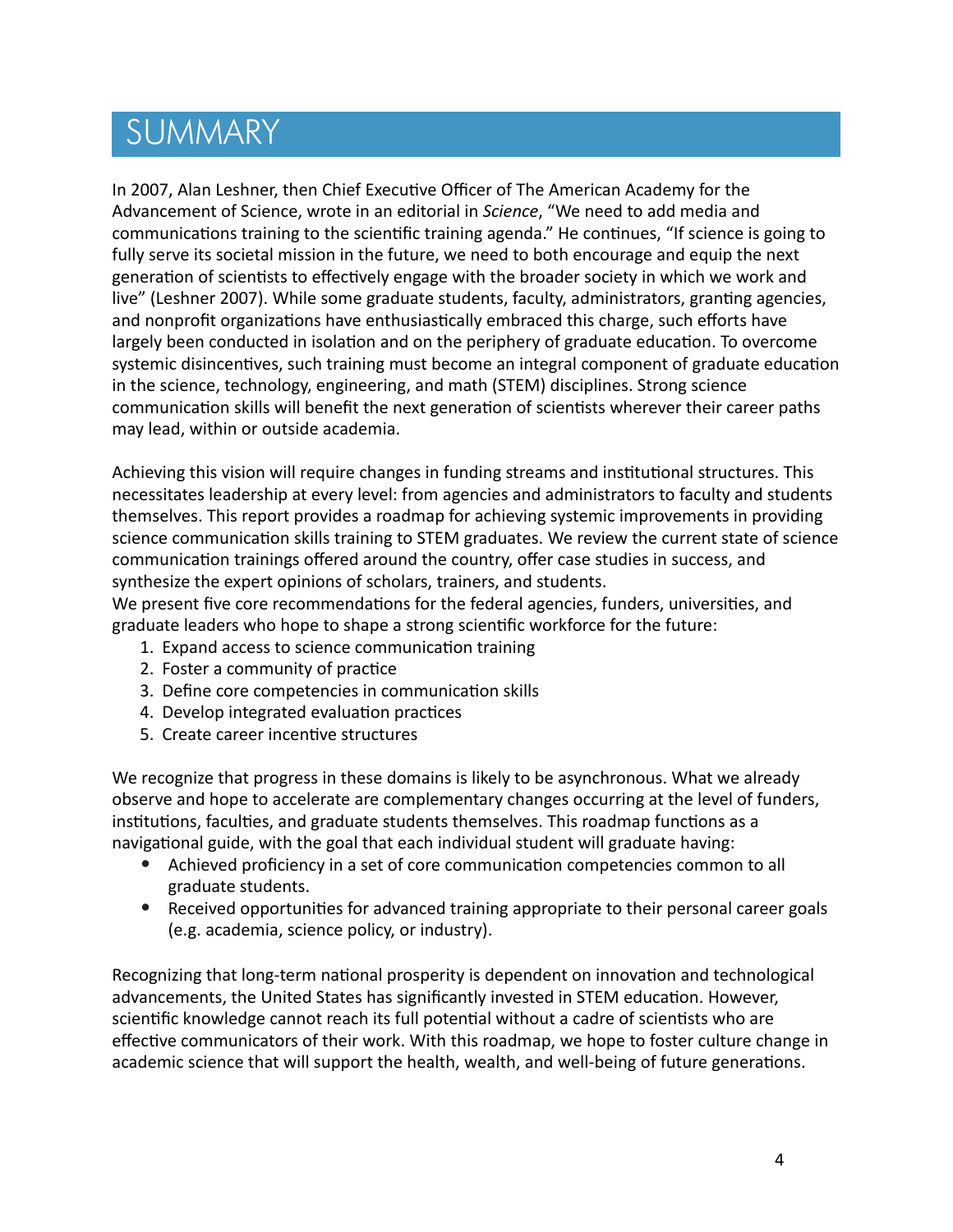# SUMMARY

In 2007, Alan Leshner, then Chief Executive Officer of The American Academy for the Advancement of Science, wrote in an editorial in *Science*, "We need to add media and communications training to the scientific training agenda." He continues, "If science is going to fully serve its societal mission in the future, we need to both encourage and equip the next generation of scientists to effectively engage with the broader society in which we work and live" (Leshner 2007). While some graduate students, faculty, administrators, granting agencies, and nonprofit organizations have enthusiastically embraced this charge, such efforts have largely been conducted in isolation and on the periphery of graduate education. To overcome systemic disincentives, such training must become an integral component of graduate education in the science, technology, engineering, and math (STEM) disciplines. Strong science communication skills will benefit the next generation of scientists wherever their career paths may lead, within or outside academia.

Achieving this vision will require changes in funding streams and institutional structures. This necessitates leadership at every level: from agencies and administrators to faculty and students themselves. This report provides a roadmap for achieving systemic improvements in providing science communication skills training to STEM graduates. We review the current state of science communication trainings offered around the country, offer case studies in success, and synthesize the expert opinions of scholars, trainers, and students.
We present five core recommendations for the federal agencies, funders, universities, and graduate leaders who hope to shape a strong scientific workforce for the future:

1. Expand access to science communication training
2. Foster a community of practice
3. Define core competencies in communication skills
4. Develop integrated evaluation practices
5. Create career incentive structures

We recognize that progress in these domains is likely to be asynchronous. What we already observe and hope to accelerate are complementary changes occurring at the level of funders, institutions, faculties, and graduate students themselves. This roadmap functions as a navigational guide, with the goal that each individual student will graduate having:

- Achieved proficiency in a set of core communication competencies common to all graduate students.
- Received opportunities for advanced training appropriate to their personal career goals (e.g. academia, science policy, or industry).

Recognizing that long-term national prosperity is dependent on innovation and technological advancements, the United States has significantly invested in STEM education. However, scientific knowledge cannot reach its full potential without a cadre of scientists who are effective communicators of their work. With this roadmap, we hope to foster culture change in academic science that will support the health, wealth, and well-being of future generations.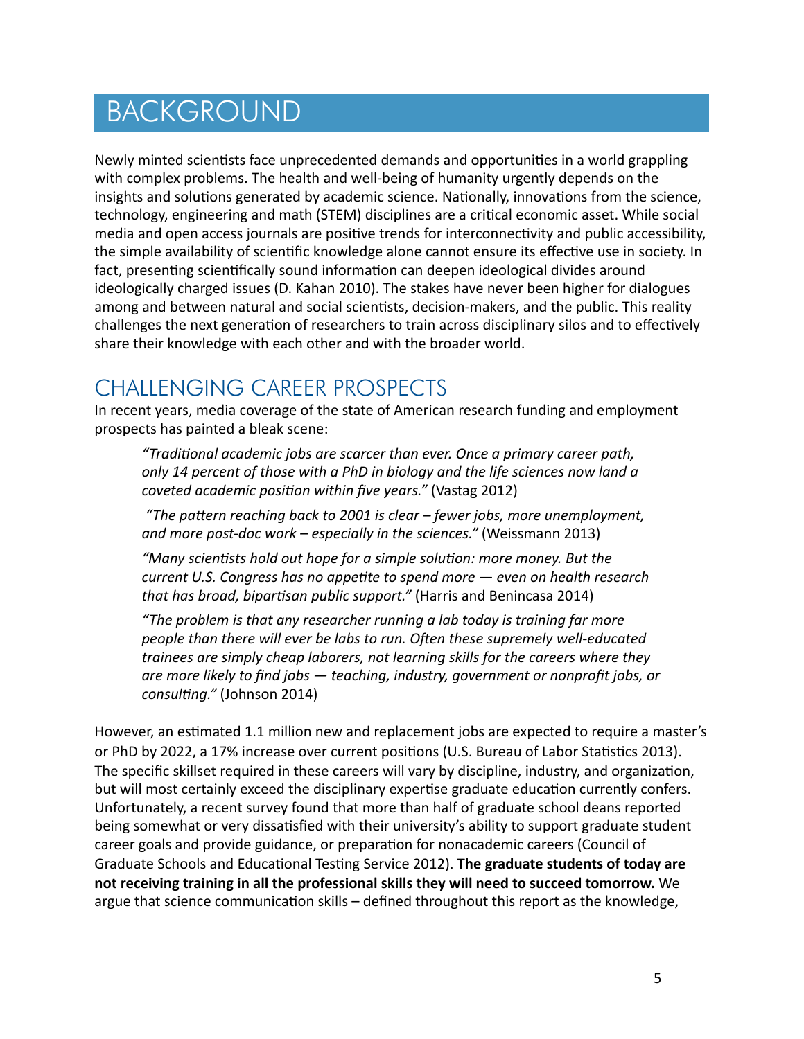# BACKGROUND

Newly minted scientists face unprecedented demands and opportunities in a world grappling with complex problems. The health and well-being of humanity urgently depends on the insights and solutions generated by academic science. Nationally, innovations from the science, technology, engineering and math (STEM) disciplines are a critical economic asset. While social media and open access journals are positive trends for interconnectivity and public accessibility, the simple availability of scientific knowledge alone cannot ensure its effective use in society. In fact, presenting scientifically sound information can deepen ideological divides around ideologically charged issues (D. Kahan 2010). The stakes have never been higher for dialogues among and between natural and social scientists, decision-makers, and the public. This reality challenges the next generation of researchers to train across disciplinary silos and to effectively share their knowledge with each other and with the broader world.

## CHALLENGING CAREER PROSPECTS

In recent years, media coverage of the state of American research funding and employment prospects has painted a bleak scene:

> *"Traditional academic jobs are scarcer than ever. Once a primary career path, only 14 percent of those with a PhD in biology and the life sciences now land a coveted academic position within five years."* (Vastag 2012)
>
> *"The pattern reaching back to 2001 is clear – fewer jobs, more unemployment, and more post-doc work – especially in the sciences."* (Weissmann 2013)
>
> *"Many scientists hold out hope for a simple solution: more money. But the current U.S. Congress has no appetite to spend more — even on health research that has broad, bipartisan public support."* (Harris and Benincasa 2014)
>
> *"The problem is that any researcher running a lab today is training far more people than there will ever be labs to run. Often these supremely well-educated trainees are simply cheap laborers, not learning skills for the careers where they are more likely to find jobs — teaching, industry, government or nonprofit jobs, or consulting."* (Johnson 2014)

However, an estimated 1.1 million new and replacement jobs are expected to require a master's or PhD by 2022, a 17% increase over current positions (U.S. Bureau of Labor Statistics 2013). The specific skillset required in these careers will vary by discipline, industry, and organization, but will most certainly exceed the disciplinary expertise graduate education currently confers. Unfortunately, a recent survey found that more than half of graduate school deans reported being somewhat or very dissatisfied with their university's ability to support graduate student career goals and provide guidance, or preparation for nonacademic careers (Council of Graduate Schools and Educational Testing Service 2012). **The graduate students of today are not receiving training in all the professional skills they will need to succeed tomorrow.** We argue that science communication skills – defined throughout this report as the knowledge,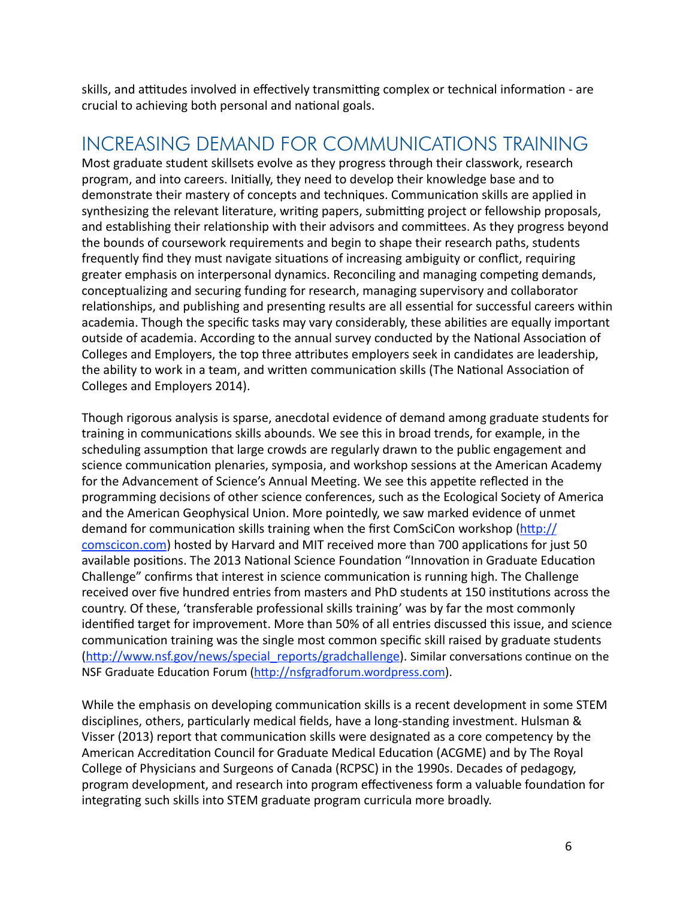skills, and attitudes involved in effectively transmitting complex or technical information - are crucial to achieving both personal and national goals.

## INCREASING DEMAND FOR COMMUNICATIONS TRAINING

Most graduate student skillsets evolve as they progress through their classwork, research program, and into careers. Initially, they need to develop their knowledge base and to demonstrate their mastery of concepts and techniques. Communication skills are applied in synthesizing the relevant literature, writing papers, submitting project or fellowship proposals, and establishing their relationship with their advisors and committees. As they progress beyond the bounds of coursework requirements and begin to shape their research paths, students frequently find they must navigate situations of increasing ambiguity or conflict, requiring greater emphasis on interpersonal dynamics. Reconciling and managing competing demands, conceptualizing and securing funding for research, managing supervisory and collaborator relationships, and publishing and presenting results are all essential for successful careers within academia. Though the specific tasks may vary considerably, these abilities are equally important outside of academia. According to the annual survey conducted by the National Association of Colleges and Employers, the top three attributes employers seek in candidates are leadership, the ability to work in a team, and written communication skills (The National Association of Colleges and Employers 2014).

Though rigorous analysis is sparse, anecdotal evidence of demand among graduate students for training in communications skills abounds. We see this in broad trends, for example, in the scheduling assumption that large crowds are regularly drawn to the public engagement and science communication plenaries, symposia, and workshop sessions at the American Academy for the Advancement of Science's Annual Meeting. We see this appetite reflected in the programming decisions of other science conferences, such as the Ecological Society of America and the American Geophysical Union. More pointedly, we saw marked evidence of unmet demand for communication skills training when the first ComSciCon workshop (http://comscicon.com) hosted by Harvard and MIT received more than 700 applications for just 50 available positions. The 2013 National Science Foundation "Innovation in Graduate Education Challenge" confirms that interest in science communication is running high. The Challenge received over five hundred entries from masters and PhD students at 150 institutions across the country. Of these, 'transferable professional skills training' was by far the most commonly identified target for improvement. More than 50% of all entries discussed this issue, and science communication training was the single most common specific skill raised by graduate students (http://www.nsf.gov/news/special_reports/gradchallenge). Similar conversations continue on the NSF Graduate Education Forum (http://nsfgradforum.wordpress.com).

While the emphasis on developing communication skills is a recent development in some STEM disciplines, others, particularly medical fields, have a long-standing investment. Hulsman & Visser (2013) report that communication skills were designated as a core competency by the American Accreditation Council for Graduate Medical Education (ACGME) and by The Royal College of Physicians and Surgeons of Canada (RCPSC) in the 1990s. Decades of pedagogy, program development, and research into program effectiveness form a valuable foundation for integrating such skills into STEM graduate program curricula more broadly.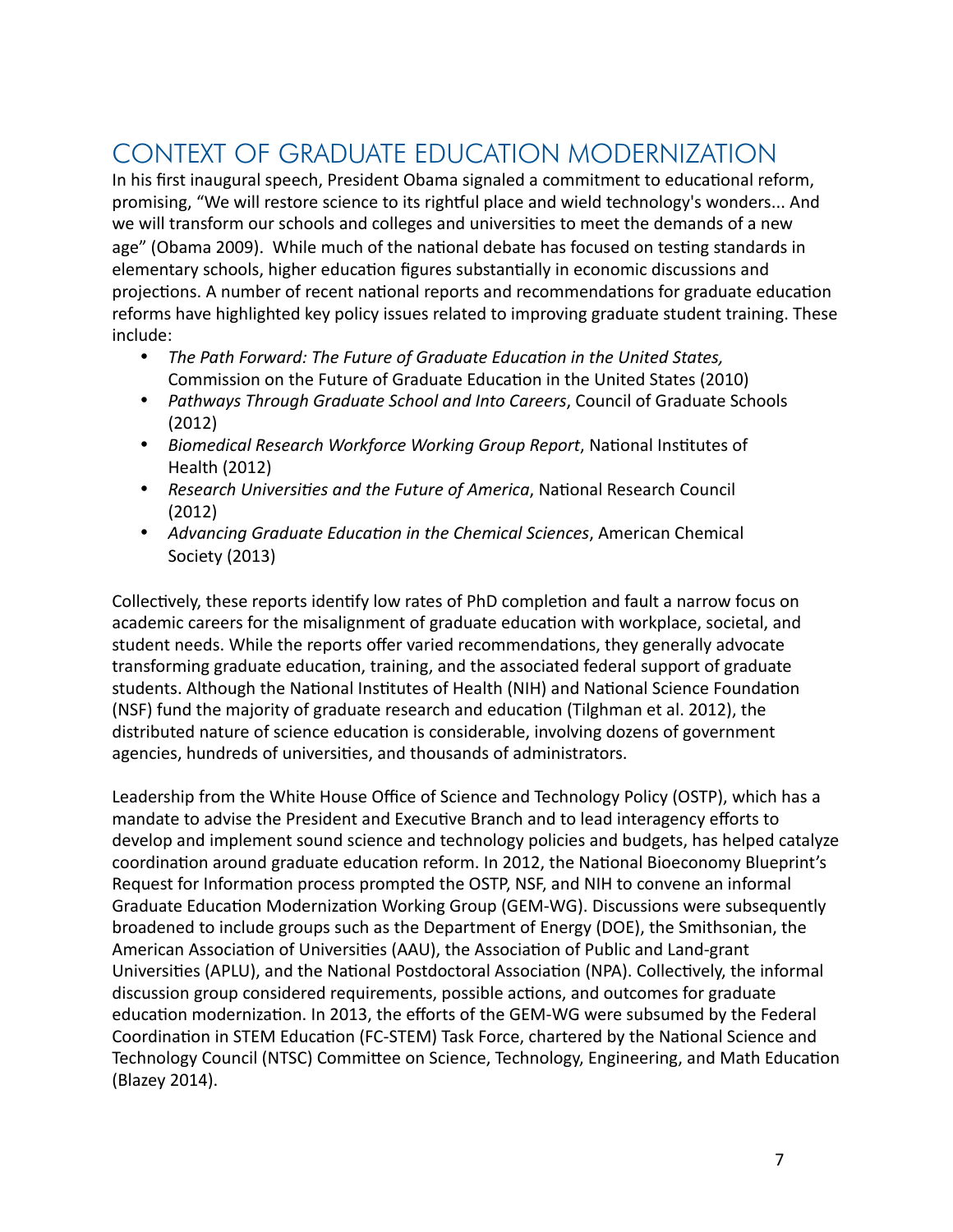## CONTEXT OF GRADUATE EDUCATION MODERNIZATION

In his first inaugural speech, President Obama signaled a commitment to educational reform, promising, "We will restore science to its rightful place and wield technology's wonders... And we will transform our schools and colleges and universities to meet the demands of a new age" (Obama 2009). While much of the national debate has focused on testing standards in elementary schools, higher education figures substantially in economic discussions and projections. A number of recent national reports and recommendations for graduate education reforms have highlighted key policy issues related to improving graduate student training. These include:

- *The Path Forward: The Future of Graduate Education in the United States,* Commission on the Future of Graduate Education in the United States (2010)
- *Pathways Through Graduate School and Into Careers*, Council of Graduate Schools (2012)
- *Biomedical Research Workforce Working Group Report*, National Institutes of Health (2012)
- *Research Universities and the Future of America*, National Research Council (2012)
- *Advancing Graduate Education in the Chemical Sciences*, American Chemical Society (2013)

Collectively, these reports identify low rates of PhD completion and fault a narrow focus on academic careers for the misalignment of graduate education with workplace, societal, and student needs. While the reports offer varied recommendations, they generally advocate transforming graduate education, training, and the associated federal support of graduate students. Although the National Institutes of Health (NIH) and National Science Foundation (NSF) fund the majority of graduate research and education (Tilghman et al. 2012), the distributed nature of science education is considerable, involving dozens of government agencies, hundreds of universities, and thousands of administrators.

Leadership from the White House Office of Science and Technology Policy (OSTP), which has a mandate to advise the President and Executive Branch and to lead interagency efforts to develop and implement sound science and technology policies and budgets, has helped catalyze coordination around graduate education reform. In 2012, the National Bioeconomy Blueprint's Request for Information process prompted the OSTP, NSF, and NIH to convene an informal Graduate Education Modernization Working Group (GEM-WG). Discussions were subsequently broadened to include groups such as the Department of Energy (DOE), the Smithsonian, the American Association of Universities (AAU), the Association of Public and Land-grant Universities (APLU), and the National Postdoctoral Association (NPA). Collectively, the informal discussion group considered requirements, possible actions, and outcomes for graduate education modernization. In 2013, the efforts of the GEM-WG were subsumed by the Federal Coordination in STEM Education (FC-STEM) Task Force, chartered by the National Science and Technology Council (NTSC) Committee on Science, Technology, Engineering, and Math Education (Blazey 2014).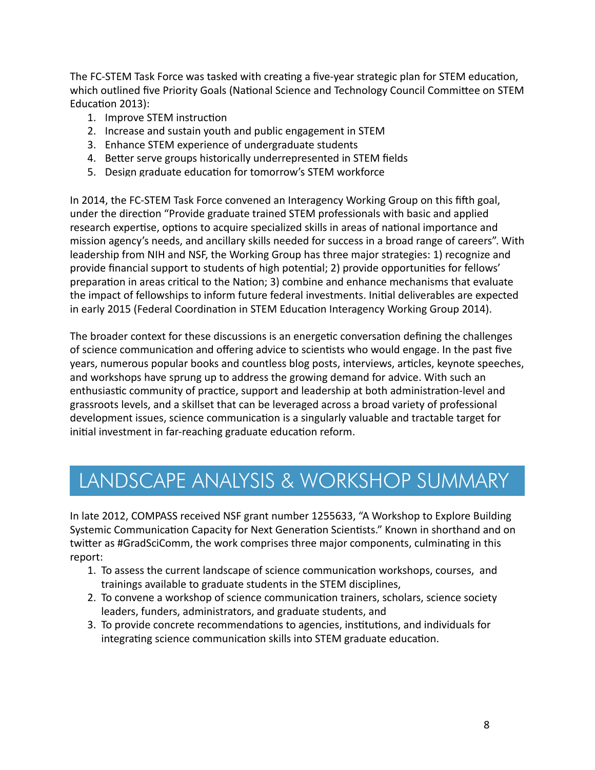The FC-STEM Task Force was tasked with creating a five-year strategic plan for STEM education, which outlined five Priority Goals (National Science and Technology Council Committee on STEM Education 2013):

1. Improve STEM instruction
2. Increase and sustain youth and public engagement in STEM
3. Enhance STEM experience of undergraduate students
4. Better serve groups historically underrepresented in STEM fields
5. Design graduate education for tomorrow's STEM workforce

In 2014, the FC-STEM Task Force convened an Interagency Working Group on this fifth goal, under the direction "Provide graduate trained STEM professionals with basic and applied research expertise, options to acquire specialized skills in areas of national importance and mission agency's needs, and ancillary skills needed for success in a broad range of careers". With leadership from NIH and NSF, the Working Group has three major strategies: 1) recognize and provide financial support to students of high potential; 2) provide opportunities for fellows' preparation in areas critical to the Nation; 3) combine and enhance mechanisms that evaluate the impact of fellowships to inform future federal investments. Initial deliverables are expected in early 2015 (Federal Coordination in STEM Education Interagency Working Group 2014).

The broader context for these discussions is an energetic conversation defining the challenges of science communication and offering advice to scientists who would engage. In the past five years, numerous popular books and countless blog posts, interviews, articles, keynote speeches, and workshops have sprung up to address the growing demand for advice. With such an enthusiastic community of practice, support and leadership at both administration-level and grassroots levels, and a skillset that can be leveraged across a broad variety of professional development issues, science communication is a singularly valuable and tractable target for initial investment in far-reaching graduate education reform.

# LANDSCAPE ANALYSIS & WORKSHOP SUMMARY

In late 2012, COMPASS received NSF grant number 1255633, "A Workshop to Explore Building Systemic Communication Capacity for Next Generation Scientists." Known in shorthand and on twitter as #GradSciComm, the work comprises three major components, culminating in this report:

1. To assess the current landscape of science communication workshops, courses, and trainings available to graduate students in the STEM disciplines,
2. To convene a workshop of science communication trainers, scholars, science society leaders, funders, administrators, and graduate students, and
3. To provide concrete recommendations to agencies, institutions, and individuals for integrating science communication skills into STEM graduate education.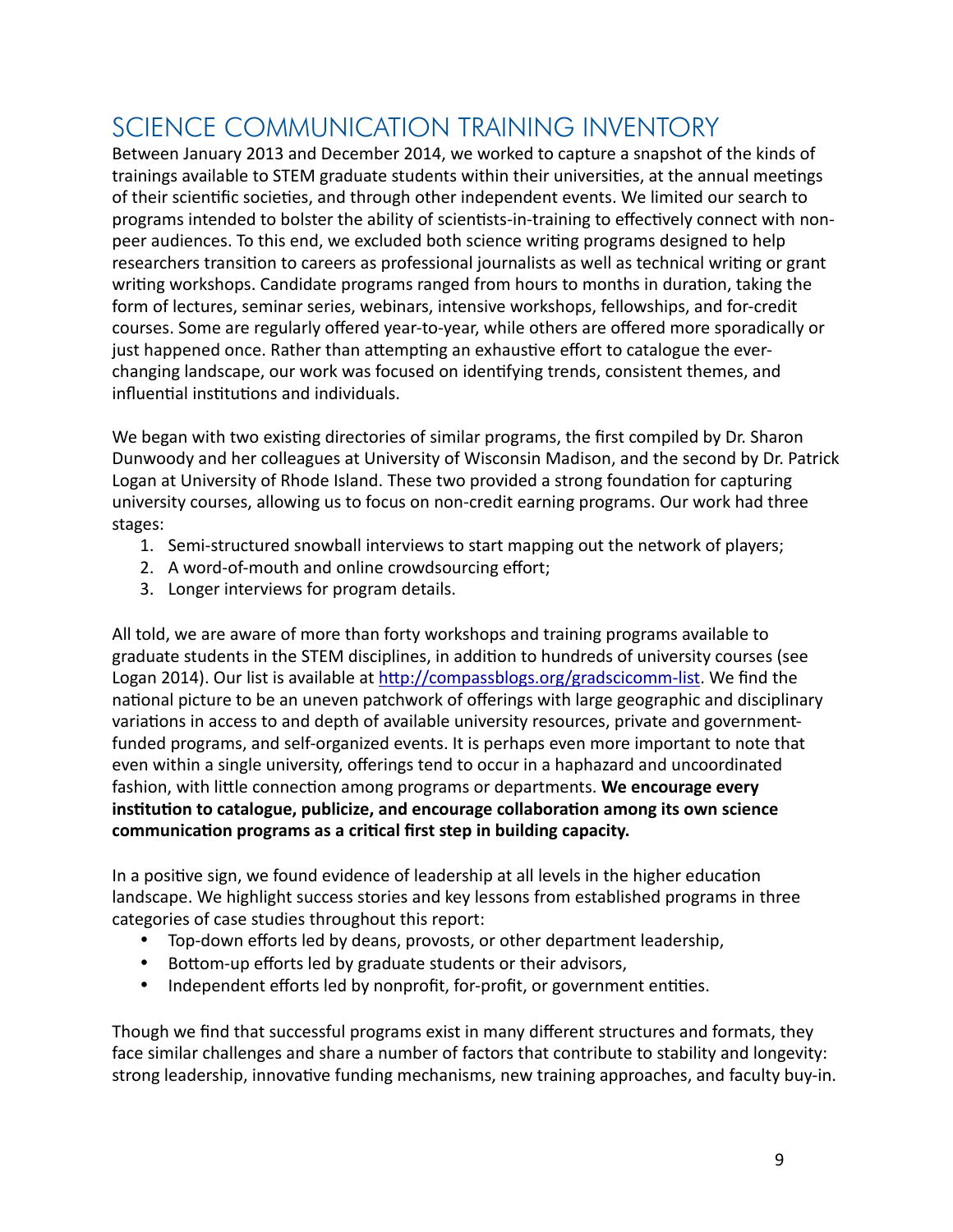# SCIENCE COMMUNICATION TRAINING INVENTORY

Between January 2013 and December 2014, we worked to capture a snapshot of the kinds of trainings available to STEM graduate students within their universities, at the annual meetings of their scientific societies, and through other independent events. We limited our search to programs intended to bolster the ability of scientists-in-training to effectively connect with non-peer audiences. To this end, we excluded both science writing programs designed to help researchers transition to careers as professional journalists as well as technical writing or grant writing workshops. Candidate programs ranged from hours to months in duration, taking the form of lectures, seminar series, webinars, intensive workshops, fellowships, and for-credit courses. Some are regularly offered year-to-year, while others are offered more sporadically or just happened once. Rather than attempting an exhaustive effort to catalogue the ever-changing landscape, our work was focused on identifying trends, consistent themes, and influential institutions and individuals.

We began with two existing directories of similar programs, the first compiled by Dr. Sharon Dunwoody and her colleagues at University of Wisconsin Madison, and the second by Dr. Patrick Logan at University of Rhode Island. These two provided a strong foundation for capturing university courses, allowing us to focus on non-credit earning programs. Our work had three stages:

1. Semi-structured snowball interviews to start mapping out the network of players;
2. A word-of-mouth and online crowdsourcing effort;
3. Longer interviews for program details.

All told, we are aware of more than forty workshops and training programs available to graduate students in the STEM disciplines, in addition to hundreds of university courses (see Logan 2014). Our list is available at [http://compassblogs.org/gradscicomm-list](http://compassblogs.org/gradscicomm-list). We find the national picture to be an uneven patchwork of offerings with large geographic and disciplinary variations in access to and depth of available university resources, private and government-funded programs, and self-organized events. It is perhaps even more important to note that even within a single university, offerings tend to occur in a haphazard and uncoordinated fashion, with little connection among programs or departments. **We encourage every institution to catalogue, publicize, and encourage collaboration among its own science communication programs as a critical first step in building capacity.**

In a positive sign, we found evidence of leadership at all levels in the higher education landscape. We highlight success stories and key lessons from established programs in three categories of case studies throughout this report:

- Top-down efforts led by deans, provosts, or other department leadership,
- Bottom-up efforts led by graduate students or their advisors,
- Independent efforts led by nonprofit, for-profit, or government entities.

Though we find that successful programs exist in many different structures and formats, they face similar challenges and share a number of factors that contribute to stability and longevity: strong leadership, innovative funding mechanisms, new training approaches, and faculty buy-in.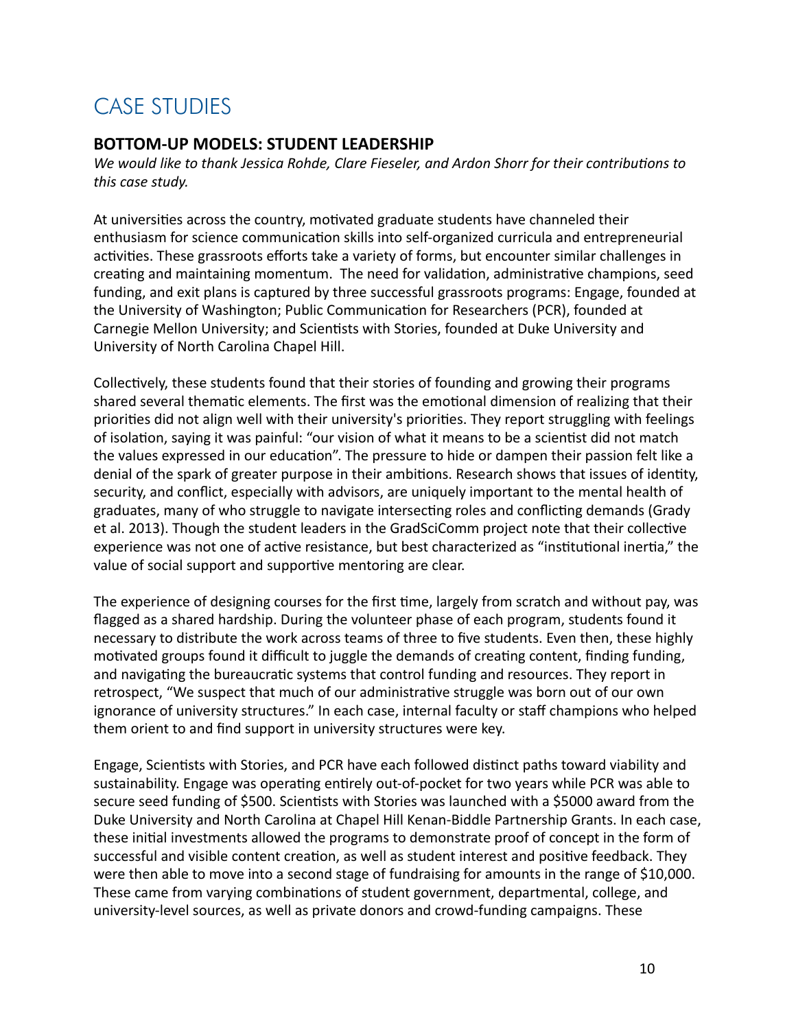# CASE STUDIES

## BOTTOM-UP MODELS: STUDENT LEADERSHIP

*We would like to thank Jessica Rohde, Clare Fieseler, and Ardon Shorr for their contributions to this case study.*

At universities across the country, motivated graduate students have channeled their enthusiasm for science communication skills into self-organized curricula and entrepreneurial activities. These grassroots efforts take a variety of forms, but encounter similar challenges in creating and maintaining momentum. The need for validation, administrative champions, seed funding, and exit plans is captured by three successful grassroots programs: Engage, founded at the University of Washington; Public Communication for Researchers (PCR), founded at Carnegie Mellon University; and Scientists with Stories, founded at Duke University and University of North Carolina Chapel Hill.

Collectively, these students found that their stories of founding and growing their programs shared several thematic elements. The first was the emotional dimension of realizing that their priorities did not align well with their university's priorities. They report struggling with feelings of isolation, saying it was painful: "our vision of what it means to be a scientist did not match the values expressed in our education". The pressure to hide or dampen their passion felt like a denial of the spark of greater purpose in their ambitions. Research shows that issues of identity, security, and conflict, especially with advisors, are uniquely important to the mental health of graduates, many of who struggle to navigate intersecting roles and conflicting demands (Grady et al. 2013). Though the student leaders in the GradSciComm project note that their collective experience was not one of active resistance, but best characterized as "institutional inertia," the value of social support and supportive mentoring are clear.

The experience of designing courses for the first time, largely from scratch and without pay, was flagged as a shared hardship. During the volunteer phase of each program, students found it necessary to distribute the work across teams of three to five students. Even then, these highly motivated groups found it difficult to juggle the demands of creating content, finding funding, and navigating the bureaucratic systems that control funding and resources. They report in retrospect, "We suspect that much of our administrative struggle was born out of our own ignorance of university structures." In each case, internal faculty or staff champions who helped them orient to and find support in university structures were key.

Engage, Scientists with Stories, and PCR have each followed distinct paths toward viability and sustainability. Engage was operating entirely out-of-pocket for two years while PCR was able to secure seed funding of $500. Scientists with Stories was launched with a $5000 award from the Duke University and North Carolina at Chapel Hill Kenan-Biddle Partnership Grants. In each case, these initial investments allowed the programs to demonstrate proof of concept in the form of successful and visible content creation, as well as student interest and positive feedback. They were then able to move into a second stage of fundraising for amounts in the range of $10,000. These came from varying combinations of student government, departmental, college, and university-level sources, as well as private donors and crowd-funding campaigns. These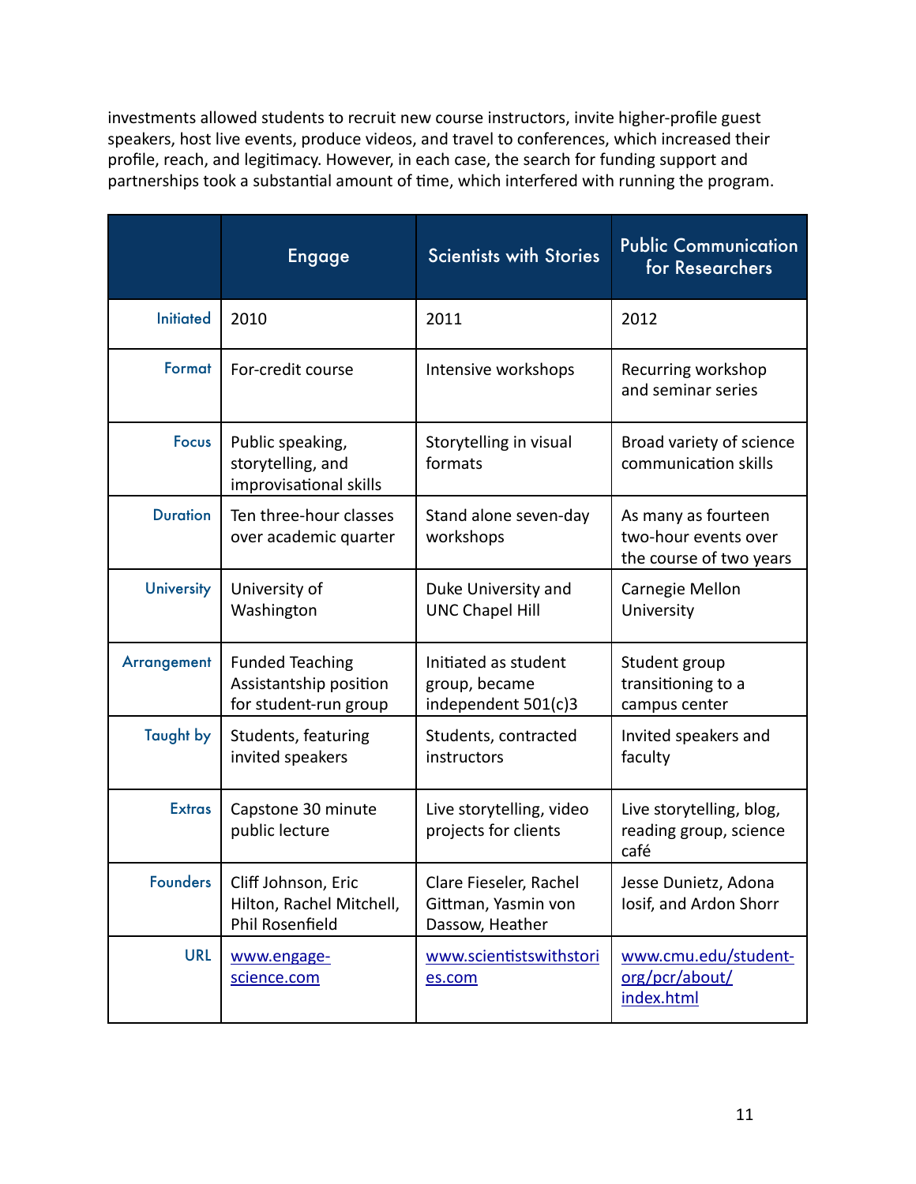investments allowed students to recruit new course instructors, invite higher-profile guest speakers, host live events, produce videos, and travel to conferences, which increased their profile, reach, and legitimacy. However, in each case, the search for funding support and partnerships took a substantial amount of time, which interfered with running the program.

| | Engage | Scientists with Stories | Public Communication for Researchers |
|---|---|---|---|
| Initiated | 2010 | 2011 | 2012 |
| Format | For-credit course | Intensive workshops | Recurring workshop and seminar series |
| Focus | Public speaking, storytelling, and improvisational skills | Storytelling in visual formats | Broad variety of science communication skills |
| Duration | Ten three-hour classes over academic quarter | Stand alone seven-day workshops | As many as fourteen two-hour events over the course of two years |
| University | University of Washington | Duke University and UNC Chapel Hill | Carnegie Mellon University |
| Arrangement | Funded Teaching Assistantship position for student-run group | Initiated as student group, became independent 501(c)3 | Student group transitioning to a campus center |
| Taught by | Students, featuring invited speakers | Students, contracted instructors | Invited speakers and faculty |
| Extras | Capstone 30 minute public lecture | Live storytelling, video projects for clients | Live storytelling, blog, reading group, science café |
| Founders | Cliff Johnson, Eric Hilton, Rachel Mitchell, Phil Rosenfield | Clare Fieseler, Rachel Gittman, Yasmin von Dassow, Heather | Jesse Dunietz, Adona Iosif, and Ardon Shorr |
| URL | www.engage-science.com | www.scientistswithstories.com | www.cmu.edu/student-org/pcr/about/index.html |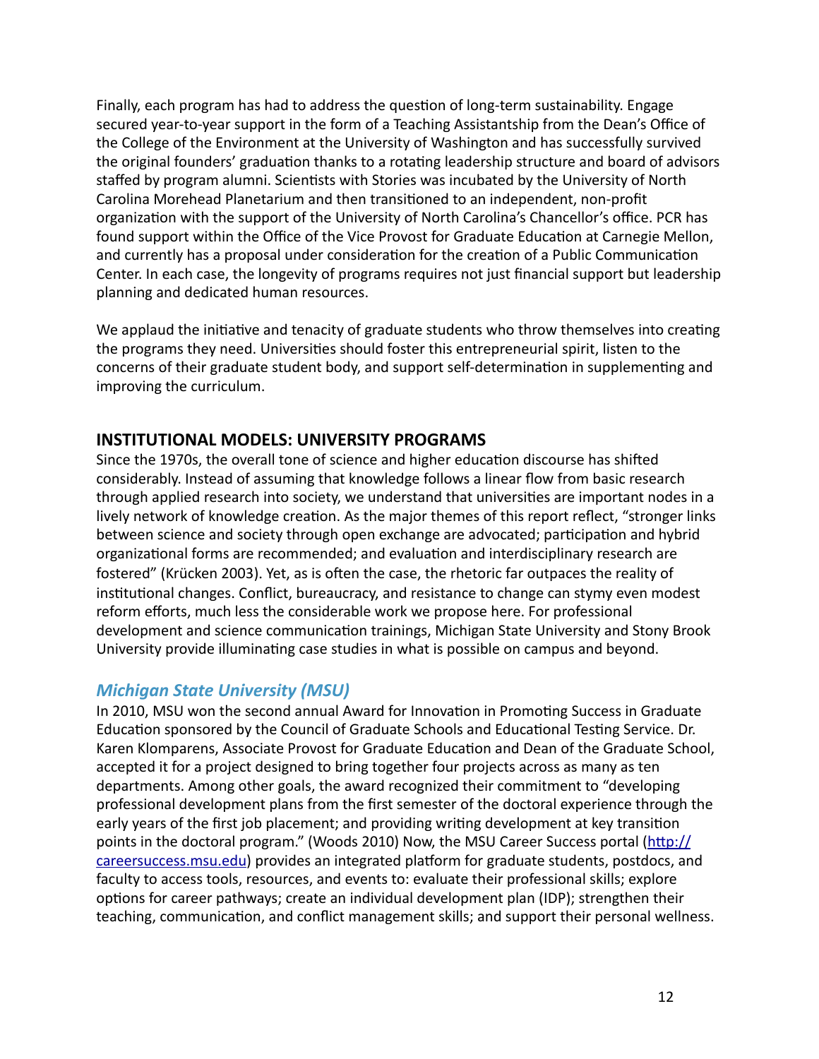Finally, each program has had to address the question of long-term sustainability. Engage secured year-to-year support in the form of a Teaching Assistantship from the Dean's Office of the College of the Environment at the University of Washington and has successfully survived the original founders' graduation thanks to a rotating leadership structure and board of advisors staffed by program alumni. Scientists with Stories was incubated by the University of North Carolina Morehead Planetarium and then transitioned to an independent, non-profit organization with the support of the University of North Carolina's Chancellor's office. PCR has found support within the Office of the Vice Provost for Graduate Education at Carnegie Mellon, and currently has a proposal under consideration for the creation of a Public Communication Center. In each case, the longevity of programs requires not just financial support but leadership planning and dedicated human resources.

We applaud the initiative and tenacity of graduate students who throw themselves into creating the programs they need. Universities should foster this entrepreneurial spirit, listen to the concerns of their graduate student body, and support self-determination in supplementing and improving the curriculum.

## INSTITUTIONAL MODELS: UNIVERSITY PROGRAMS

Since the 1970s, the overall tone of science and higher education discourse has shifted considerably. Instead of assuming that knowledge follows a linear flow from basic research through applied research into society, we understand that universities are important nodes in a lively network of knowledge creation. As the major themes of this report reflect, "stronger links between science and society through open exchange are advocated; participation and hybrid organizational forms are recommended; and evaluation and interdisciplinary research are fostered" (Krücken 2003). Yet, as is often the case, the rhetoric far outpaces the reality of institutional changes. Conflict, bureaucracy, and resistance to change can stymy even modest reform efforts, much less the considerable work we propose here. For professional development and science communication trainings, Michigan State University and Stony Brook University provide illuminating case studies in what is possible on campus and beyond.

### *Michigan State University (MSU)*

In 2010, MSU won the second annual Award for Innovation in Promoting Success in Graduate Education sponsored by the Council of Graduate Schools and Educational Testing Service. Dr. Karen Klomparens, Associate Provost for Graduate Education and Dean of the Graduate School, accepted it for a project designed to bring together four projects across as many as ten departments. Among other goals, the award recognized their commitment to "developing professional development plans from the first semester of the doctoral experience through the early years of the first job placement; and providing writing development at key transition points in the doctoral program." (Woods 2010) Now, the MSU Career Success portal (http://careersuccess.msu.edu) provides an integrated platform for graduate students, postdocs, and faculty to access tools, resources, and events to: evaluate their professional skills; explore options for career pathways; create an individual development plan (IDP); strengthen their teaching, communication, and conflict management skills; and support their personal wellness.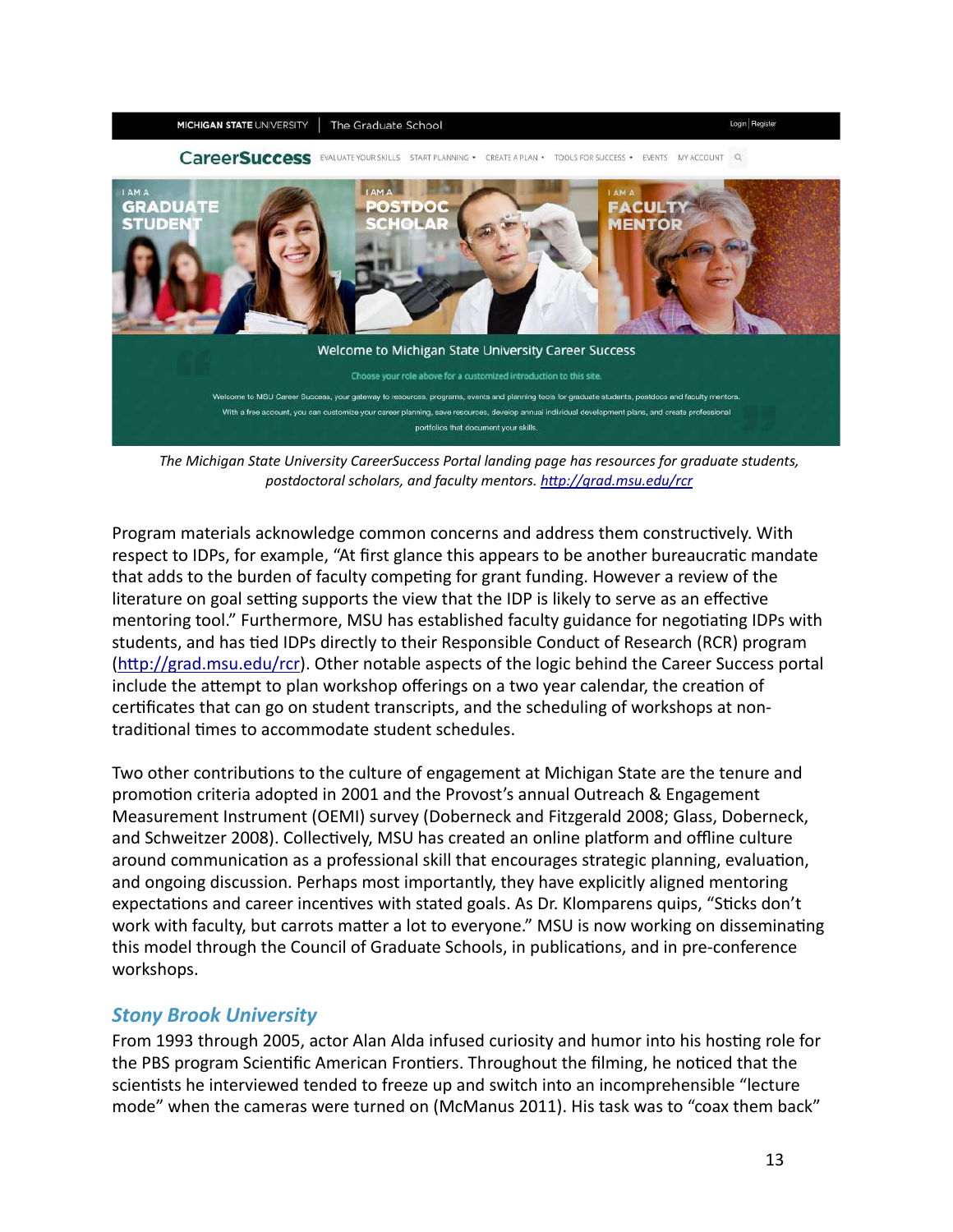*The Michigan State University CareerSuccess Portal landing page has resources for graduate students, postdoctoral scholars, and faculty mentors. http://grad.msu.edu/rcr*

Program materials acknowledge common concerns and address them constructively. With respect to IDPs, for example, "At first glance this appears to be another bureaucratic mandate that adds to the burden of faculty competing for grant funding. However a review of the literature on goal setting supports the view that the IDP is likely to serve as an effective mentoring tool." Furthermore, MSU has established faculty guidance for negotiating IDPs with students, and has tied IDPs directly to their Responsible Conduct of Research (RCR) program (http://grad.msu.edu/rcr). Other notable aspects of the logic behind the Career Success portal include the attempt to plan workshop offerings on a two year calendar, the creation of certificates that can go on student transcripts, and the scheduling of workshops at non-traditional times to accommodate student schedules.

Two other contributions to the culture of engagement at Michigan State are the tenure and promotion criteria adopted in 2001 and the Provost's annual Outreach & Engagement Measurement Instrument (OEMI) survey (Doberneck and Fitzgerald 2008; Glass, Doberneck, and Schweitzer 2008). Collectively, MSU has created an online platform and offline culture around communication as a professional skill that encourages strategic planning, evaluation, and ongoing discussion. Perhaps most importantly, they have explicitly aligned mentoring expectations and career incentives with stated goals. As Dr. Klomparens quips, "Sticks don't work with faculty, but carrots matter a lot to everyone." MSU is now working on disseminating this model through the Council of Graduate Schools, in publications, and in pre-conference workshops.

### *Stony Brook University*

From 1993 through 2005, actor Alan Alda infused curiosity and humor into his hosting role for the PBS program Scientific American Frontiers. Throughout the filming, he noticed that the scientists he interviewed tended to freeze up and switch into an incomprehensible "lecture mode" when the cameras were turned on (McManus 2011). His task was to "coax them back"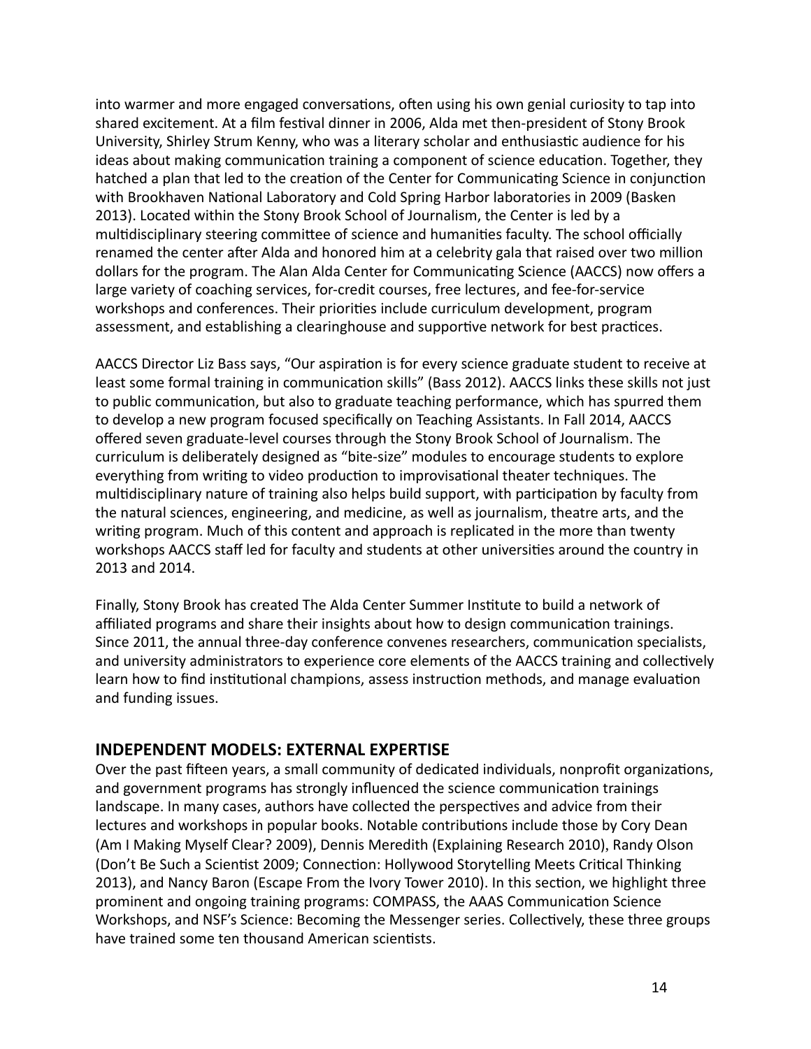into warmer and more engaged conversations, often using his own genial curiosity to tap into shared excitement. At a film festival dinner in 2006, Alda met then-president of Stony Brook University, Shirley Strum Kenny, who was a literary scholar and enthusiastic audience for his ideas about making communication training a component of science education. Together, they hatched a plan that led to the creation of the Center for Communicating Science in conjunction with Brookhaven National Laboratory and Cold Spring Harbor laboratories in 2009 (Basken 2013). Located within the Stony Brook School of Journalism, the Center is led by a multidisciplinary steering committee of science and humanities faculty. The school officially renamed the center after Alda and honored him at a celebrity gala that raised over two million dollars for the program. The Alan Alda Center for Communicating Science (AACCS) now offers a large variety of coaching services, for-credit courses, free lectures, and fee-for-service workshops and conferences. Their priorities include curriculum development, program assessment, and establishing a clearinghouse and supportive network for best practices.

AACCS Director Liz Bass says, "Our aspiration is for every science graduate student to receive at least some formal training in communication skills" (Bass 2012). AACCS links these skills not just to public communication, but also to graduate teaching performance, which has spurred them to develop a new program focused specifically on Teaching Assistants. In Fall 2014, AACCS offered seven graduate-level courses through the Stony Brook School of Journalism. The curriculum is deliberately designed as "bite-size" modules to encourage students to explore everything from writing to video production to improvisational theater techniques. The multidisciplinary nature of training also helps build support, with participation by faculty from the natural sciences, engineering, and medicine, as well as journalism, theatre arts, and the writing program. Much of this content and approach is replicated in the more than twenty workshops AACCS staff led for faculty and students at other universities around the country in 2013 and 2014.

Finally, Stony Brook has created The Alda Center Summer Institute to build a network of affiliated programs and share their insights about how to design communication trainings. Since 2011, the annual three-day conference convenes researchers, communication specialists, and university administrators to experience core elements of the AACCS training and collectively learn how to find institutional champions, assess instruction methods, and manage evaluation and funding issues.

## INDEPENDENT MODELS: EXTERNAL EXPERTISE

Over the past fifteen years, a small community of dedicated individuals, nonprofit organizations, and government programs has strongly influenced the science communication trainings landscape. In many cases, authors have collected the perspectives and advice from their lectures and workshops in popular books. Notable contributions include those by Cory Dean (Am I Making Myself Clear? 2009), Dennis Meredith (Explaining Research 2010), Randy Olson (Don't Be Such a Scientist 2009; Connection: Hollywood Storytelling Meets Critical Thinking 2013), and Nancy Baron (Escape From the Ivory Tower 2010). In this section, we highlight three prominent and ongoing training programs: COMPASS, the AAAS Communication Science Workshops, and NSF's Science: Becoming the Messenger series. Collectively, these three groups have trained some ten thousand American scientists.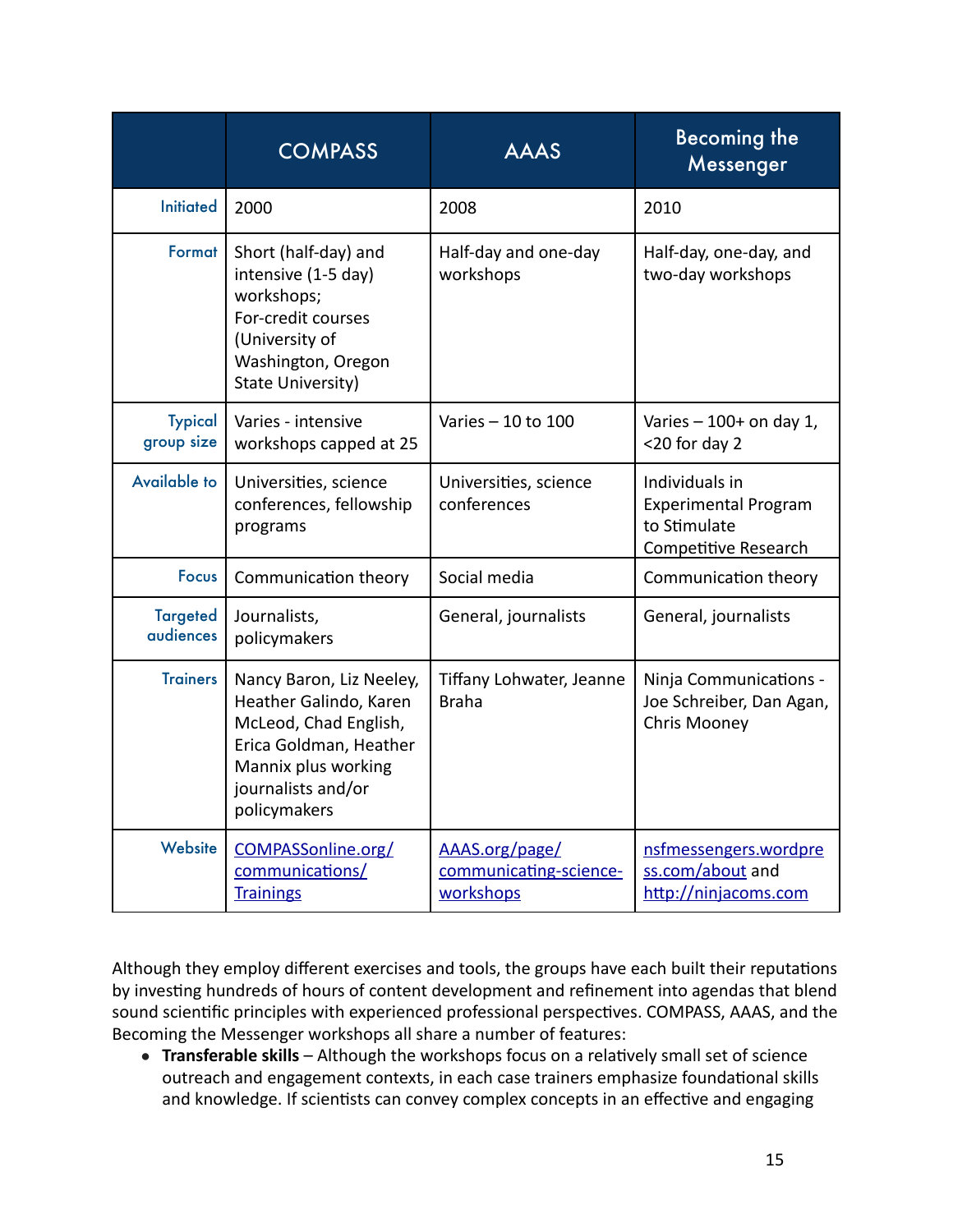| | COMPASS | AAAS | Becoming the Messenger |
|---|---|---|---|
| Initiated | 2000 | 2008 | 2010 |
| Format | Short (half-day) and intensive (1-5 day) workshops; For-credit courses (University of Washington, Oregon State University) | Half-day and one-day workshops | Half-day, one-day, and two-day workshops |
| Typical group size | Varies - intensive workshops capped at 25 | Varies – 10 to 100 | Varies – 100+ on day 1, <20 for day 2 |
| Available to | Universities, science conferences, fellowship programs | Universities, science conferences | Individuals in Experimental Program to Stimulate Competitive Research |
| Focus | Communication theory | Social media | Communication theory |
| Targeted audiences | Journalists, policymakers | General, journalists | General, journalists |
| Trainers | Nancy Baron, Liz Neeley, Heather Galindo, Karen McLeod, Chad English, Erica Goldman, Heather Mannix plus working journalists and/or policymakers | Tiffany Lohwater, Jeanne Braha | Ninja Communications - Joe Schreiber, Dan Agan, Chris Mooney |
| Website | [COMPASSonline.org/communications/Trainings](COMPASSonline.org/communications/Trainings) | [AAAS.org/page/communicating-science-workshops](AAAS.org/page/communicating-science-workshops) | [nsfmessengers.wordpress.com/about](nsfmessengers.wordpress.com/about) and [http://ninjacoms.com](http://ninjacoms.com) |

Although they employ different exercises and tools, the groups have each built their reputations by investing hundreds of hours of content development and refinement into agendas that blend sound scientific principles with experienced professional perspectives. COMPASS, AAAS, and the Becoming the Messenger workshops all share a number of features:

- **Transferable skills** – Although the workshops focus on a relatively small set of science outreach and engagement contexts, in each case trainers emphasize foundational skills and knowledge. If scientists can convey complex concepts in an effective and engaging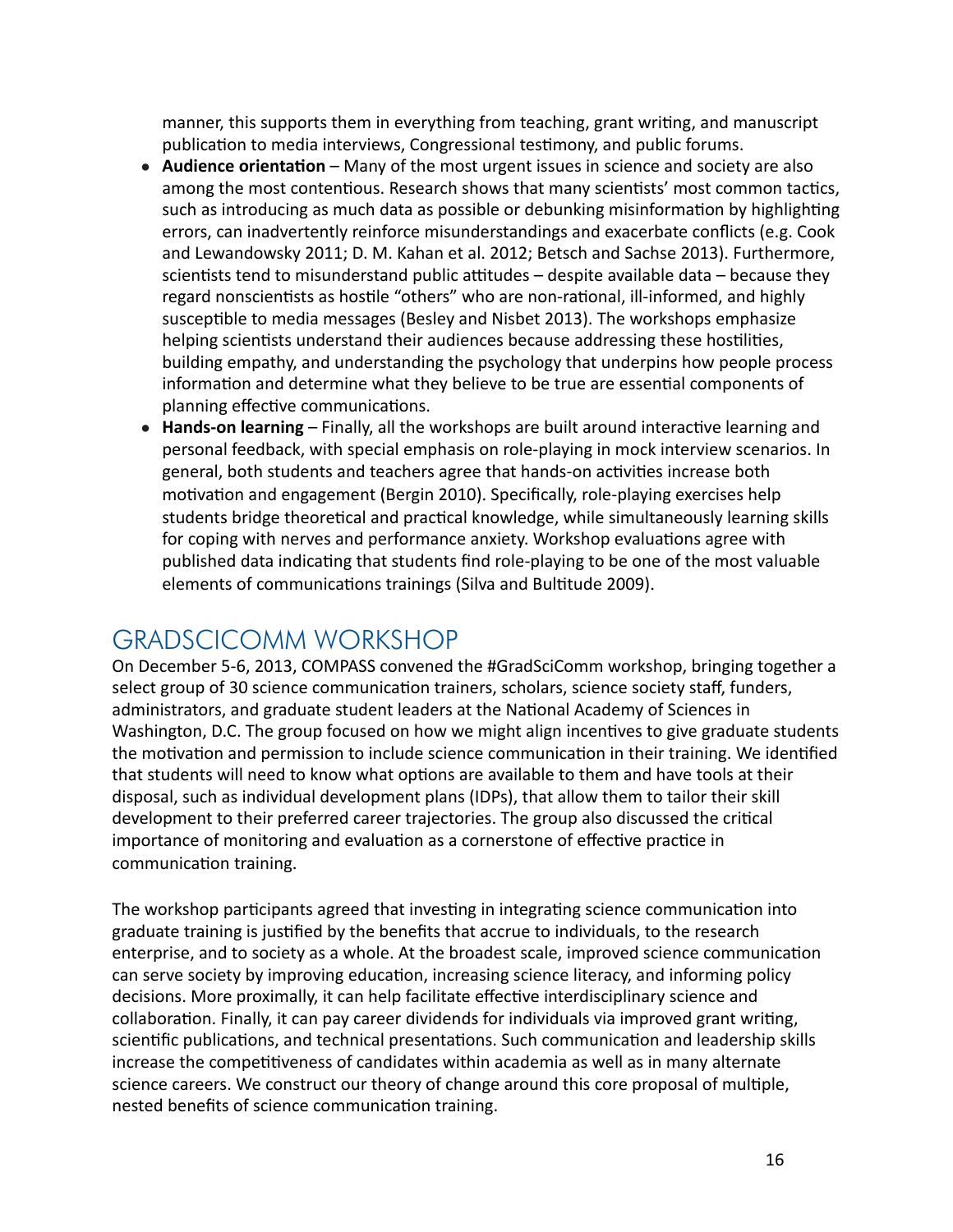manner, this supports them in everything from teaching, grant writing, and manuscript publication to media interviews, Congressional testimony, and public forums.

- **Audience orientation** – Many of the most urgent issues in science and society are also among the most contentious. Research shows that many scientists' most common tactics, such as introducing as much data as possible or debunking misinformation by highlighting errors, can inadvertently reinforce misunderstandings and exacerbate conflicts (e.g. Cook and Lewandowsky 2011; D. M. Kahan et al. 2012; Betsch and Sachse 2013). Furthermore, scientists tend to misunderstand public attitudes – despite available data – because they regard nonscientists as hostile "others" who are non-rational, ill-informed, and highly susceptible to media messages (Besley and Nisbet 2013). The workshops emphasize helping scientists understand their audiences because addressing these hostilities, building empathy, and understanding the psychology that underpins how people process information and determine what they believe to be true are essential components of planning effective communications.
- **Hands-on learning** – Finally, all the workshops are built around interactive learning and personal feedback, with special emphasis on role-playing in mock interview scenarios. In general, both students and teachers agree that hands-on activities increase both motivation and engagement (Bergin 2010). Specifically, role-playing exercises help students bridge theoretical and practical knowledge, while simultaneously learning skills for coping with nerves and performance anxiety. Workshop evaluations agree with published data indicating that students find role-playing to be one of the most valuable elements of communications trainings (Silva and Bultitude 2009).

## GRADSCICOMM WORKSHOP

On December 5-6, 2013, COMPASS convened the #GradSciComm workshop, bringing together a select group of 30 science communication trainers, scholars, science society staff, funders, administrators, and graduate student leaders at the National Academy of Sciences in Washington, D.C. The group focused on how we might align incentives to give graduate students the motivation and permission to include science communication in their training. We identified that students will need to know what options are available to them and have tools at their disposal, such as individual development plans (IDPs), that allow them to tailor their skill development to their preferred career trajectories. The group also discussed the critical importance of monitoring and evaluation as a cornerstone of effective practice in communication training.

The workshop participants agreed that investing in integrating science communication into graduate training is justified by the benefits that accrue to individuals, to the research enterprise, and to society as a whole. At the broadest scale, improved science communication can serve society by improving education, increasing science literacy, and informing policy decisions. More proximally, it can help facilitate effective interdisciplinary science and collaboration. Finally, it can pay career dividends for individuals via improved grant writing, scientific publications, and technical presentations. Such communication and leadership skills increase the competitiveness of candidates within academia as well as in many alternate science careers. We construct our theory of change around this core proposal of multiple, nested benefits of science communication training.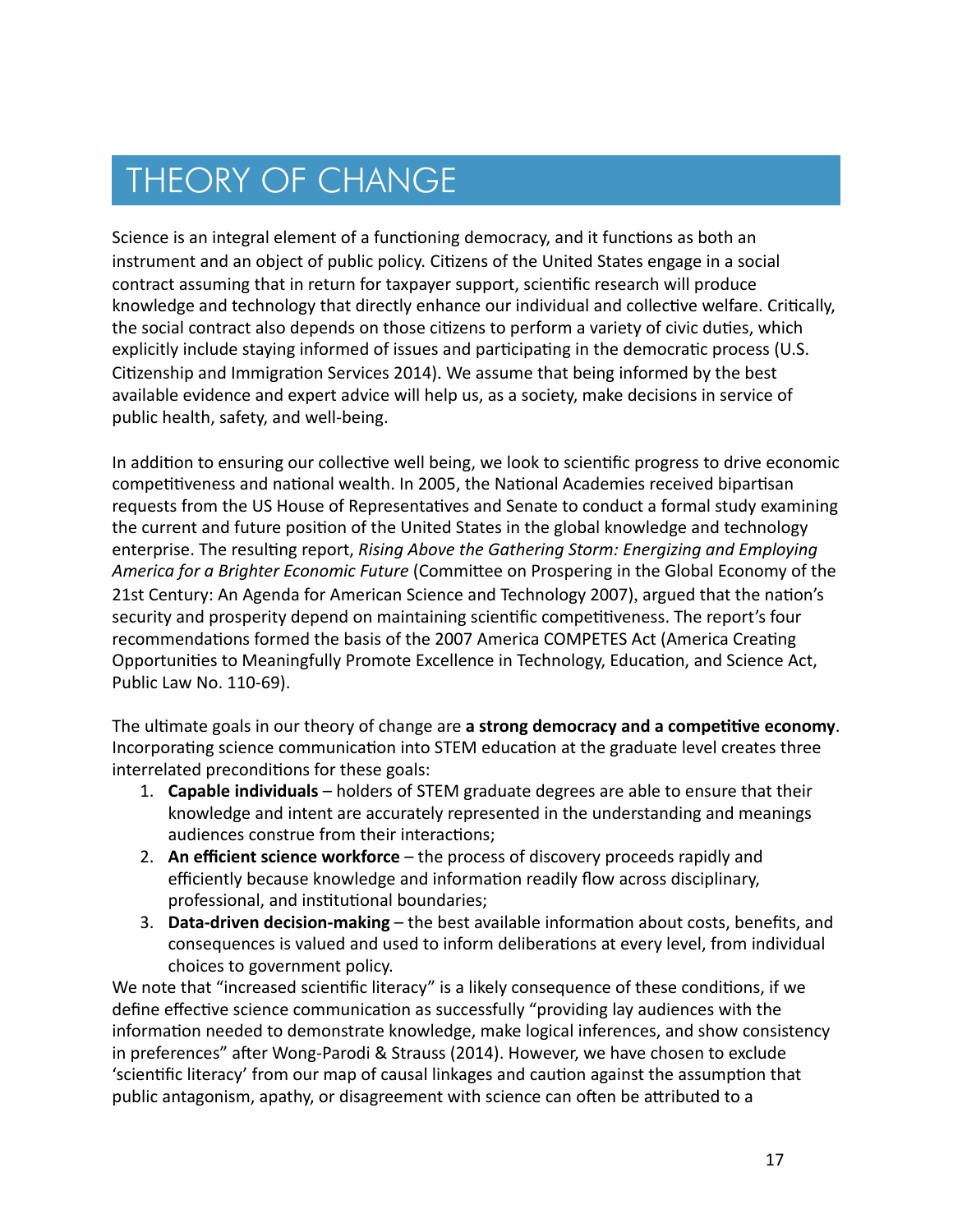# THEORY OF CHANGE

Science is an integral element of a functioning democracy, and it functions as both an instrument and an object of public policy. Citizens of the United States engage in a social contract assuming that in return for taxpayer support, scientific research will produce knowledge and technology that directly enhance our individual and collective welfare. Critically, the social contract also depends on those citizens to perform a variety of civic duties, which explicitly include staying informed of issues and participating in the democratic process (U.S. Citizenship and Immigration Services 2014). We assume that being informed by the best available evidence and expert advice will help us, as a society, make decisions in service of public health, safety, and well-being.

In addition to ensuring our collective well being, we look to scientific progress to drive economic competitiveness and national wealth. In 2005, the National Academies received bipartisan requests from the US House of Representatives and Senate to conduct a formal study examining the current and future position of the United States in the global knowledge and technology enterprise. The resulting report, *Rising Above the Gathering Storm: Energizing and Employing America for a Brighter Economic Future* (Committee on Prospering in the Global Economy of the 21st Century: An Agenda for American Science and Technology 2007), argued that the nation's security and prosperity depend on maintaining scientific competitiveness. The report's four recommendations formed the basis of the 2007 America COMPETES Act (America Creating Opportunities to Meaningfully Promote Excellence in Technology, Education, and Science Act, Public Law No. 110-69).

The ultimate goals in our theory of change are **a strong democracy and a competitive economy**. Incorporating science communication into STEM education at the graduate level creates three interrelated preconditions for these goals:

1. **Capable individuals** – holders of STEM graduate degrees are able to ensure that their knowledge and intent are accurately represented in the understanding and meanings audiences construe from their interactions;
2. **An efficient science workforce** – the process of discovery proceeds rapidly and efficiently because knowledge and information readily flow across disciplinary, professional, and institutional boundaries;
3. **Data-driven decision-making** – the best available information about costs, benefits, and consequences is valued and used to inform deliberations at every level, from individual choices to government policy.

We note that "increased scientific literacy" is a likely consequence of these conditions, if we define effective science communication as successfully "providing lay audiences with the information needed to demonstrate knowledge, make logical inferences, and show consistency in preferences" after Wong-Parodi & Strauss (2014). However, we have chosen to exclude 'scientific literacy' from our map of causal linkages and caution against the assumption that public antagonism, apathy, or disagreement with science can often be attributed to a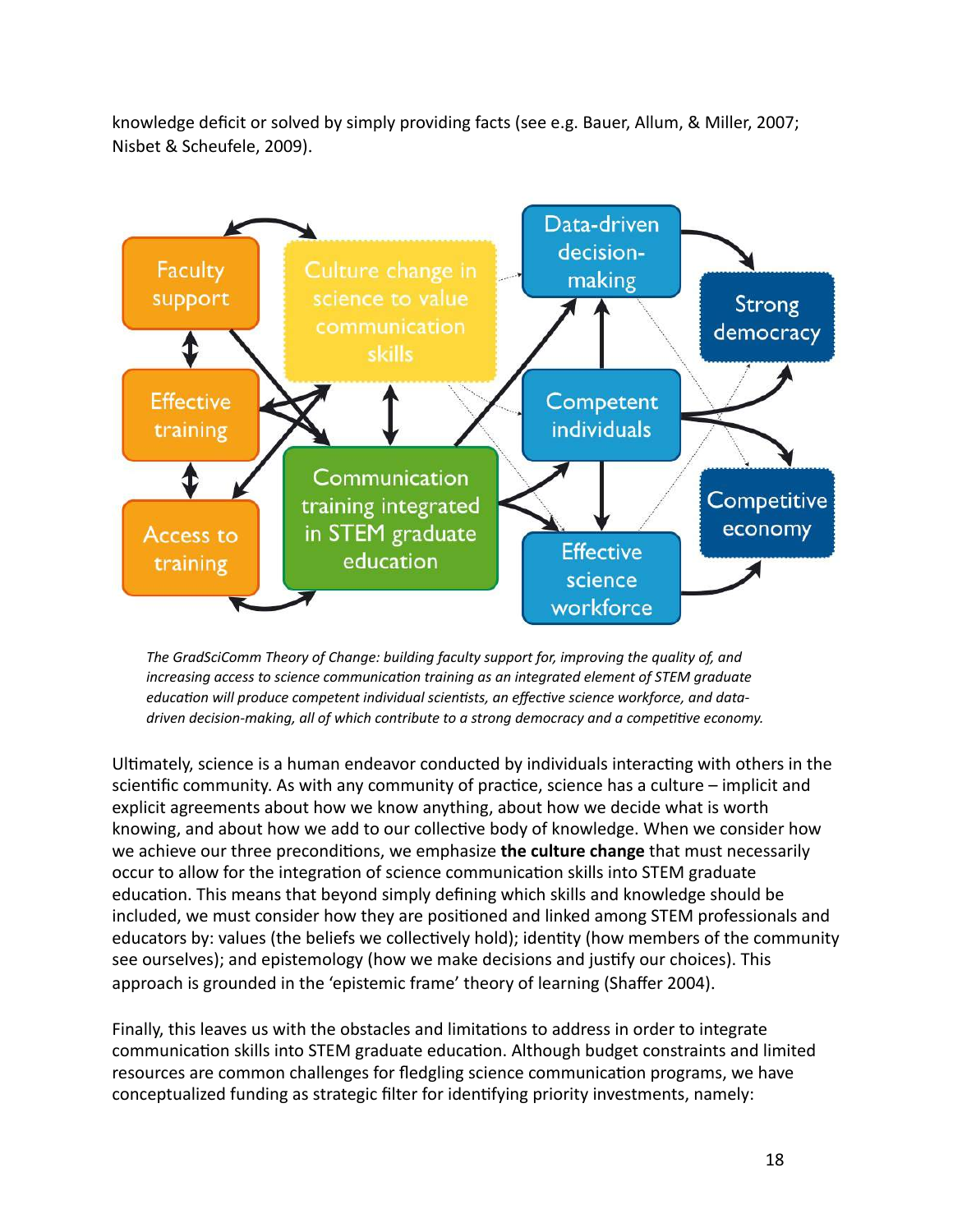knowledge deficit or solved by simply providing facts (see e.g. Bauer, Allum, & Miller, 2007; Nisbet & Scheufele, 2009).

*The GradSciComm Theory of Change: building faculty support for, improving the quality of, and increasing access to science communication training as an integrated element of STEM graduate education will produce competent individual scientists, an effective science workforce, and data-driven decision-making, all of which contribute to a strong democracy and a competitive economy.*

Ultimately, science is a human endeavor conducted by individuals interacting with others in the scientific community. As with any community of practice, science has a culture – implicit and explicit agreements about how we know anything, about how we decide what is worth knowing, and about how we add to our collective body of knowledge. When we consider how we achieve our three preconditions, we emphasize **the culture change** that must necessarily occur to allow for the integration of science communication skills into STEM graduate education. This means that beyond simply defining which skills and knowledge should be included, we must consider how they are positioned and linked among STEM professionals and educators by: values (the beliefs we collectively hold); identity (how members of the community see ourselves); and epistemology (how we make decisions and justify our choices). This approach is grounded in the 'epistemic frame' theory of learning (Shaffer 2004).

Finally, this leaves us with the obstacles and limitations to address in order to integrate communication skills into STEM graduate education. Although budget constraints and limited resources are common challenges for fledgling science communication programs, we have conceptualized funding as strategic filter for identifying priority investments, namely: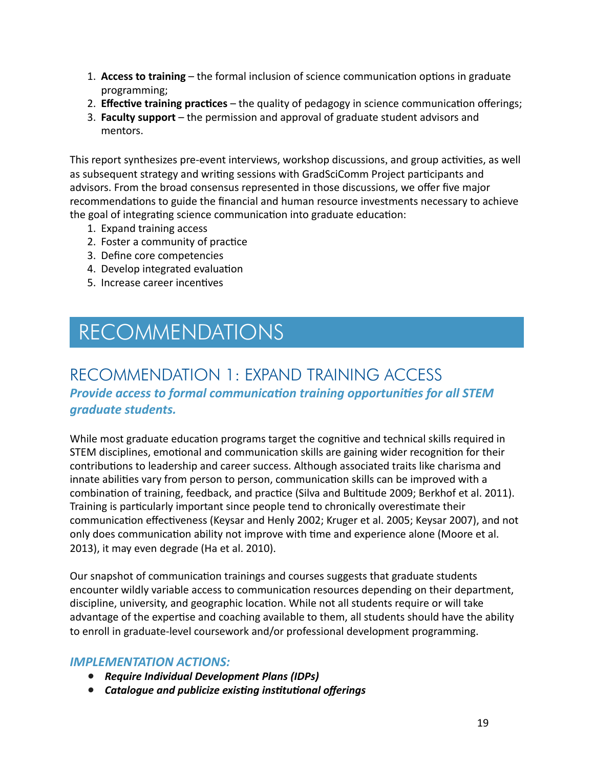1. **Access to training** – the formal inclusion of science communication options in graduate programming;
2. **Effective training practices** – the quality of pedagogy in science communication offerings;
3. **Faculty support** – the permission and approval of graduate student advisors and mentors.

This report synthesizes pre-event interviews, workshop discussions, and group activities, as well as subsequent strategy and writing sessions with GradSciComm Project participants and advisors. From the broad consensus represented in those discussions, we offer five major recommendations to guide the financial and human resource investments necessary to achieve the goal of integrating science communication into graduate education:

1. Expand training access
2. Foster a community of practice
3. Define core competencies
4. Develop integrated evaluation
5. Increase career incentives

# RECOMMENDATIONS

## RECOMMENDATION 1: EXPAND TRAINING ACCESS

***Provide access to formal communication training opportunities for all STEM graduate students.***

While most graduate education programs target the cognitive and technical skills required in STEM disciplines, emotional and communication skills are gaining wider recognition for their contributions to leadership and career success. Although associated traits like charisma and innate abilities vary from person to person, communication skills can be improved with a combination of training, feedback, and practice (Silva and Bultitude 2009; Berkhof et al. 2011). Training is particularly important since people tend to chronically overestimate their communication effectiveness (Keysar and Henly 2002; Kruger et al. 2005; Keysar 2007), and not only does communication ability not improve with time and experience alone (Moore et al. 2013), it may even degrade (Ha et al. 2010).

Our snapshot of communication trainings and courses suggests that graduate students encounter wildly variable access to communication resources depending on their department, discipline, university, and geographic location. While not all students require or will take advantage of the expertise and coaching available to them, all students should have the ability to enroll in graduate-level coursework and/or professional development programming.

### *IMPLEMENTATION ACTIONS:*

- ***Require Individual Development Plans (IDPs)***
- ***Catalogue and publicize existing institutional offerings***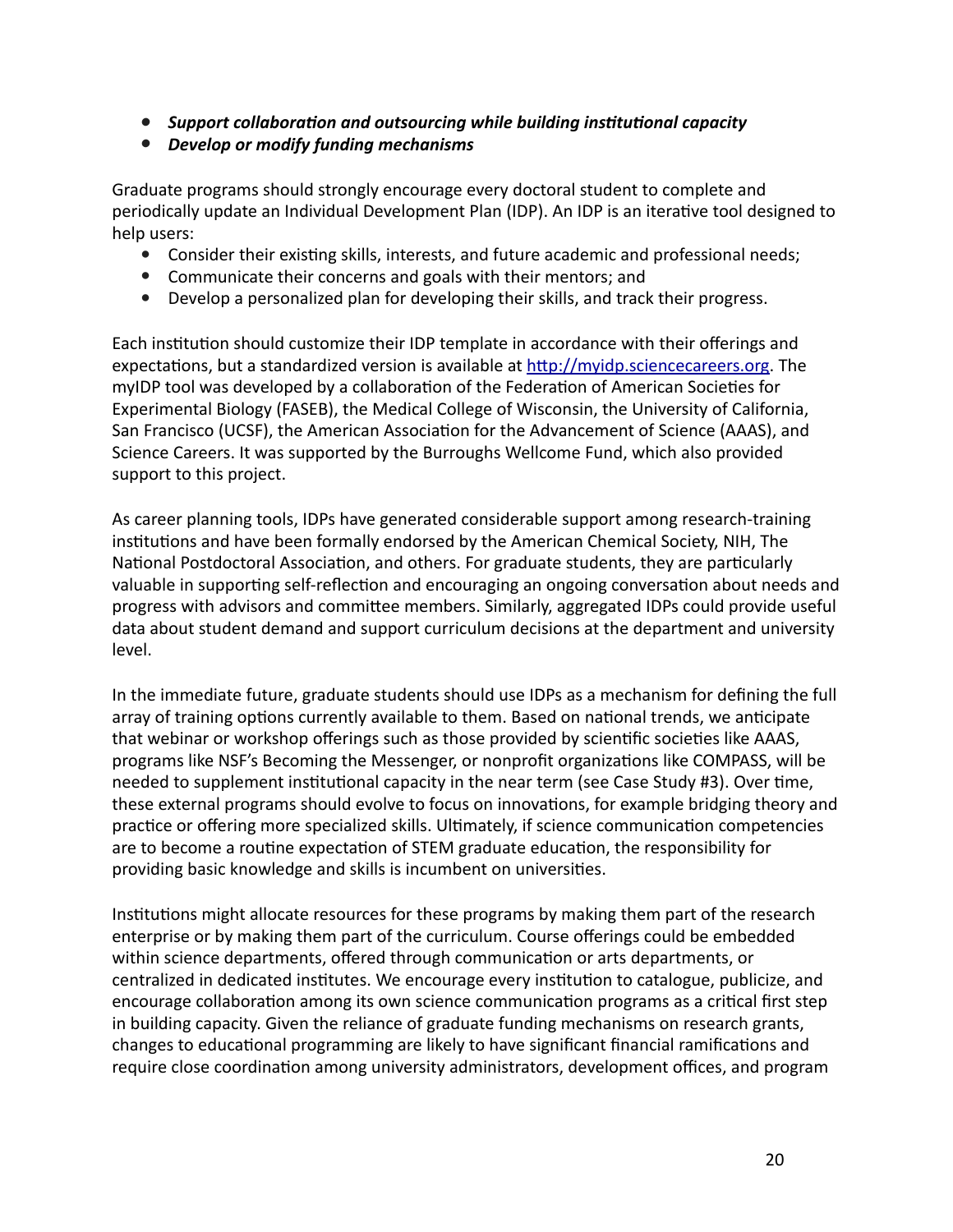- ***Support collaboration and outsourcing while building institutional capacity***
- ***Develop or modify funding mechanisms***

Graduate programs should strongly encourage every doctoral student to complete and periodically update an Individual Development Plan (IDP). An IDP is an iterative tool designed to help users:

- Consider their existing skills, interests, and future academic and professional needs;
- Communicate their concerns and goals with their mentors; and
- Develop a personalized plan for developing their skills, and track their progress.

Each institution should customize their IDP template in accordance with their offerings and expectations, but a standardized version is available at [http://myidp.sciencecareers.org](http://myidp.sciencecareers.org). The myIDP tool was developed by a collaboration of the Federation of American Societies for Experimental Biology (FASEB), the Medical College of Wisconsin, the University of California, San Francisco (UCSF), the American Association for the Advancement of Science (AAAS), and Science Careers. It was supported by the Burroughs Wellcome Fund, which also provided support to this project.

As career planning tools, IDPs have generated considerable support among research-training institutions and have been formally endorsed by the American Chemical Society, NIH, The National Postdoctoral Association, and others. For graduate students, they are particularly valuable in supporting self-reflection and encouraging an ongoing conversation about needs and progress with advisors and committee members. Similarly, aggregated IDPs could provide useful data about student demand and support curriculum decisions at the department and university level.

In the immediate future, graduate students should use IDPs as a mechanism for defining the full array of training options currently available to them. Based on national trends, we anticipate that webinar or workshop offerings such as those provided by scientific societies like AAAS, programs like NSF's Becoming the Messenger, or nonprofit organizations like COMPASS, will be needed to supplement institutional capacity in the near term (see Case Study #3). Over time, these external programs should evolve to focus on innovations, for example bridging theory and practice or offering more specialized skills. Ultimately, if science communication competencies are to become a routine expectation of STEM graduate education, the responsibility for providing basic knowledge and skills is incumbent on universities.

Institutions might allocate resources for these programs by making them part of the research enterprise or by making them part of the curriculum. Course offerings could be embedded within science departments, offered through communication or arts departments, or centralized in dedicated institutes. We encourage every institution to catalogue, publicize, and encourage collaboration among its own science communication programs as a critical first step in building capacity. Given the reliance of graduate funding mechanisms on research grants, changes to educational programming are likely to have significant financial ramifications and require close coordination among university administrators, development offices, and program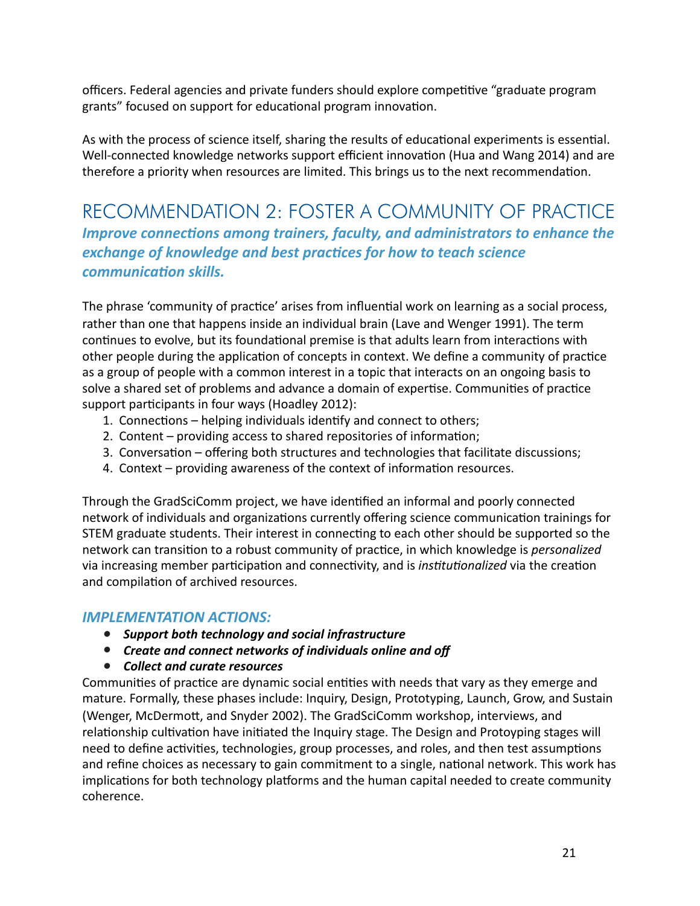officers. Federal agencies and private funders should explore competitive "graduate program grants" focused on support for educational program innovation.

As with the process of science itself, sharing the results of educational experiments is essential. Well-connected knowledge networks support efficient innovation (Hua and Wang 2014) and are therefore a priority when resources are limited. This brings us to the next recommendation.

## RECOMMENDATION 2: FOSTER A COMMUNITY OF PRACTICE

***Improve connections among trainers, faculty, and administrators to enhance the exchange of knowledge and best practices for how to teach science communication skills.***

The phrase 'community of practice' arises from influential work on learning as a social process, rather than one that happens inside an individual brain (Lave and Wenger 1991). The term continues to evolve, but its foundational premise is that adults learn from interactions with other people during the application of concepts in context. We define a community of practice as a group of people with a common interest in a topic that interacts on an ongoing basis to solve a shared set of problems and advance a domain of expertise. Communities of practice support participants in four ways (Hoadley 2012):

1. Connections – helping individuals identify and connect to others;
2. Content – providing access to shared repositories of information;
3. Conversation – offering both structures and technologies that facilitate discussions;
4. Context – providing awareness of the context of information resources.

Through the GradSciComm project, we have identified an informal and poorly connected network of individuals and organizations currently offering science communication trainings for STEM graduate students. Their interest in connecting to each other should be supported so the network can transition to a robust community of practice, in which knowledge is *personalized* via increasing member participation and connectivity, and is *institutionalized* via the creation and compilation of archived resources.

### *IMPLEMENTATION ACTIONS:*

- ***Support both technology and social infrastructure***
- ***Create and connect networks of individuals online and off***
- ***Collect and curate resources***

Communities of practice are dynamic social entities with needs that vary as they emerge and mature. Formally, these phases include: Inquiry, Design, Prototyping, Launch, Grow, and Sustain (Wenger, McDermott, and Snyder 2002). The GradSciComm workshop, interviews, and relationship cultivation have initiated the Inquiry stage. The Design and Protoyping stages will need to define activities, technologies, group processes, and roles, and then test assumptions and refine choices as necessary to gain commitment to a single, national network. This work has implications for both technology platforms and the human capital needed to create community coherence.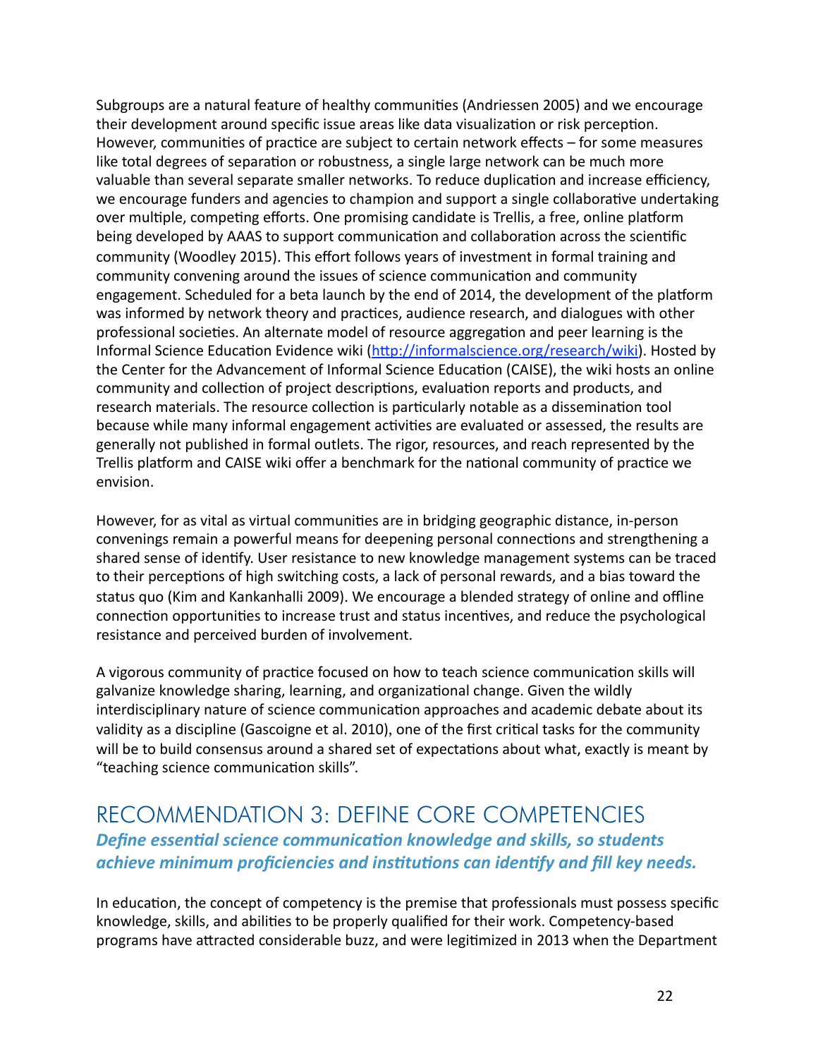Subgroups are a natural feature of healthy communities (Andriessen 2005) and we encourage their development around specific issue areas like data visualization or risk perception. However, communities of practice are subject to certain network effects – for some measures like total degrees of separation or robustness, a single large network can be much more valuable than several separate smaller networks. To reduce duplication and increase efficiency, we encourage funders and agencies to champion and support a single collaborative undertaking over multiple, competing efforts. One promising candidate is Trellis, a free, online platform being developed by AAAS to support communication and collaboration across the scientific community (Woodley 2015). This effort follows years of investment in formal training and community convening around the issues of science communication and community engagement. Scheduled for a beta launch by the end of 2014, the development of the platform was informed by network theory and practices, audience research, and dialogues with other professional societies. An alternate model of resource aggregation and peer learning is the Informal Science Education Evidence wiki (http://informalscience.org/research/wiki). Hosted by the Center for the Advancement of Informal Science Education (CAISE), the wiki hosts an online community and collection of project descriptions, evaluation reports and products, and research materials. The resource collection is particularly notable as a dissemination tool because while many informal engagement activities are evaluated or assessed, the results are generally not published in formal outlets. The rigor, resources, and reach represented by the Trellis platform and CAISE wiki offer a benchmark for the national community of practice we envision.

However, for as vital as virtual communities are in bridging geographic distance, in-person convenings remain a powerful means for deepening personal connections and strengthening a shared sense of identify. User resistance to new knowledge management systems can be traced to their perceptions of high switching costs, a lack of personal rewards, and a bias toward the status quo (Kim and Kankanhalli 2009). We encourage a blended strategy of online and offline connection opportunities to increase trust and status incentives, and reduce the psychological resistance and perceived burden of involvement.

A vigorous community of practice focused on how to teach science communication skills will galvanize knowledge sharing, learning, and organizational change. Given the wildly interdisciplinary nature of science communication approaches and academic debate about its validity as a discipline (Gascoigne et al. 2010), one of the first critical tasks for the community will be to build consensus around a shared set of expectations about what, exactly is meant by "teaching science communication skills".

## RECOMMENDATION 3: DEFINE CORE COMPETENCIES

***Define essential science communication knowledge and skills, so students achieve minimum proficiencies and institutions can identify and fill key needs.***

In education, the concept of competency is the premise that professionals must possess specific knowledge, skills, and abilities to be properly qualified for their work. Competency-based programs have attracted considerable buzz, and were legitimized in 2013 when the Department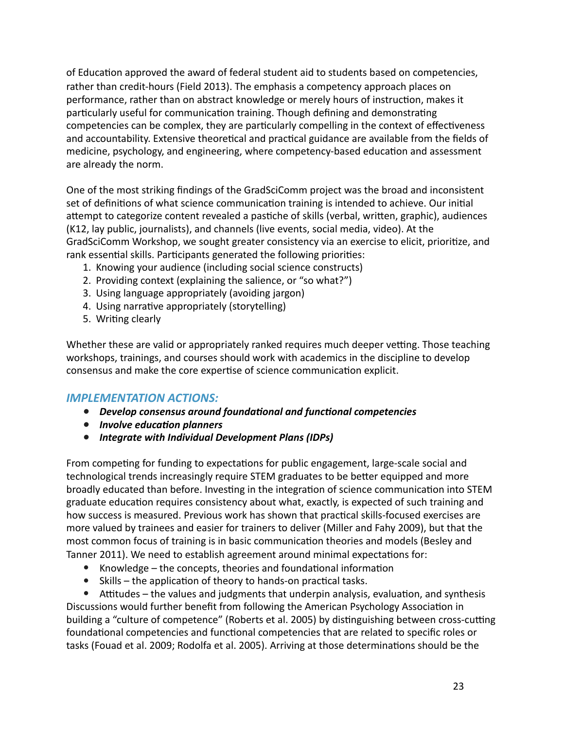of Education approved the award of federal student aid to students based on competencies, rather than credit-hours (Field 2013). The emphasis a competency approach places on performance, rather than on abstract knowledge or merely hours of instruction, makes it particularly useful for communication training. Though defining and demonstrating competencies can be complex, they are particularly compelling in the context of effectiveness and accountability. Extensive theoretical and practical guidance are available from the fields of medicine, psychology, and engineering, where competency-based education and assessment are already the norm.

One of the most striking findings of the GradSciComm project was the broad and inconsistent set of definitions of what science communication training is intended to achieve. Our initial attempt to categorize content revealed a pastiche of skills (verbal, written, graphic), audiences (K12, lay public, journalists), and channels (live events, social media, video). At the GradSciComm Workshop, we sought greater consistency via an exercise to elicit, prioritize, and rank essential skills. Participants generated the following priorities:

1. Knowing your audience (including social science constructs)
2. Providing context (explaining the salience, or "so what?")
3. Using language appropriately (avoiding jargon)
4. Using narrative appropriately (storytelling)
5. Writing clearly

Whether these are valid or appropriately ranked requires much deeper vetting. Those teaching workshops, trainings, and courses should work with academics in the discipline to develop consensus and make the core expertise of science communication explicit.

### *IMPLEMENTATION ACTIONS:*

- ***Develop consensus around foundational and functional competencies***
- ***Involve education planners***
- ***Integrate with Individual Development Plans (IDPs)***

From competing for funding to expectations for public engagement, large-scale social and technological trends increasingly require STEM graduates to be better equipped and more broadly educated than before. Investing in the integration of science communication into STEM graduate education requires consistency about what, exactly, is expected of such training and how success is measured. Previous work has shown that practical skills-focused exercises are more valued by trainees and easier for trainers to deliver (Miller and Fahy 2009), but that the most common focus of training is in basic communication theories and models (Besley and Tanner 2011). We need to establish agreement around minimal expectations for:

- Knowledge – the concepts, theories and foundational information
- Skills – the application of theory to hands-on practical tasks.
- Attitudes – the values and judgments that underpin analysis, evaluation, and synthesis

Discussions would further benefit from following the American Psychology Association in building a "culture of competence" (Roberts et al. 2005) by distinguishing between cross-cutting foundational competencies and functional competencies that are related to specific roles or tasks (Fouad et al. 2009; Rodolfa et al. 2005). Arriving at those determinations should be the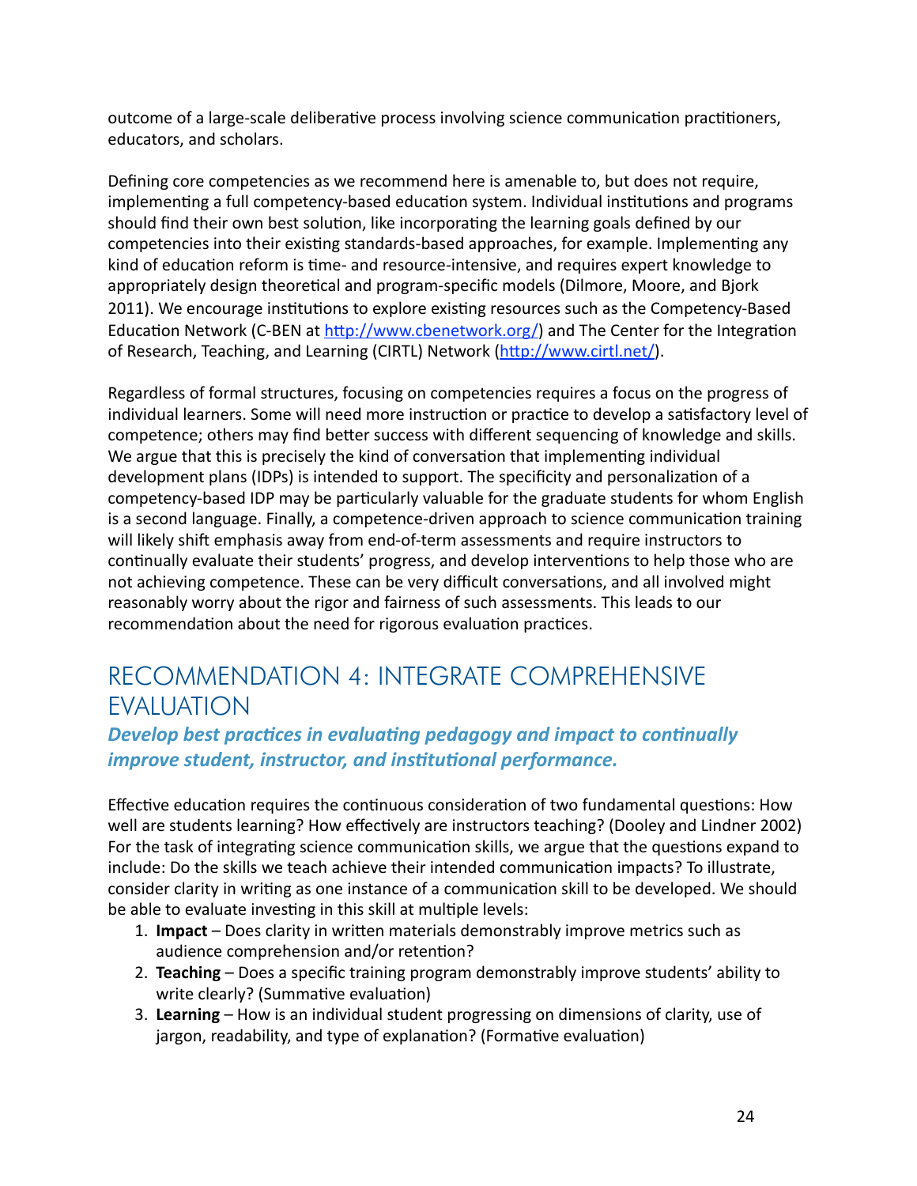outcome of a large-scale deliberative process involving science communication practitioners, educators, and scholars.

Defining core competencies as we recommend here is amenable to, but does not require, implementing a full competency-based education system. Individual institutions and programs should find their own best solution, like incorporating the learning goals defined by our competencies into their existing standards-based approaches, for example. Implementing any kind of education reform is time- and resource-intensive, and requires expert knowledge to appropriately design theoretical and program-specific models (Dilmore, Moore, and Bjork 2011). We encourage institutions to explore existing resources such as the Competency-Based Education Network (C-BEN at http://www.cbenetwork.org/) and The Center for the Integration of Research, Teaching, and Learning (CIRTL) Network (http://www.cirtl.net/).

Regardless of formal structures, focusing on competencies requires a focus on the progress of individual learners. Some will need more instruction or practice to develop a satisfactory level of competence; others may find better success with different sequencing of knowledge and skills. We argue that this is precisely the kind of conversation that implementing individual development plans (IDPs) is intended to support. The specificity and personalization of a competency-based IDP may be particularly valuable for the graduate students for whom English is a second language. Finally, a competence-driven approach to science communication training will likely shift emphasis away from end-of-term assessments and require instructors to continually evaluate their students' progress, and develop interventions to help those who are not achieving competence. These can be very difficult conversations, and all involved might reasonably worry about the rigor and fairness of such assessments. This leads to our recommendation about the need for rigorous evaluation practices.

## RECOMMENDATION 4: INTEGRATE COMPREHENSIVE EVALUATION

### *Develop best practices in evaluating pedagogy and impact to continually improve student, instructor, and institutional performance.*

Effective education requires the continuous consideration of two fundamental questions: How well are students learning? How effectively are instructors teaching? (Dooley and Lindner 2002) For the task of integrating science communication skills, we argue that the questions expand to include: Do the skills we teach achieve their intended communication impacts? To illustrate, consider clarity in writing as one instance of a communication skill to be developed. We should be able to evaluate investing in this skill at multiple levels:

1. **Impact** – Does clarity in written materials demonstrably improve metrics such as audience comprehension and/or retention?
2. **Teaching** – Does a specific training program demonstrably improve students' ability to write clearly? (Summative evaluation)
3. **Learning** – How is an individual student progressing on dimensions of clarity, use of jargon, readability, and type of explanation? (Formative evaluation)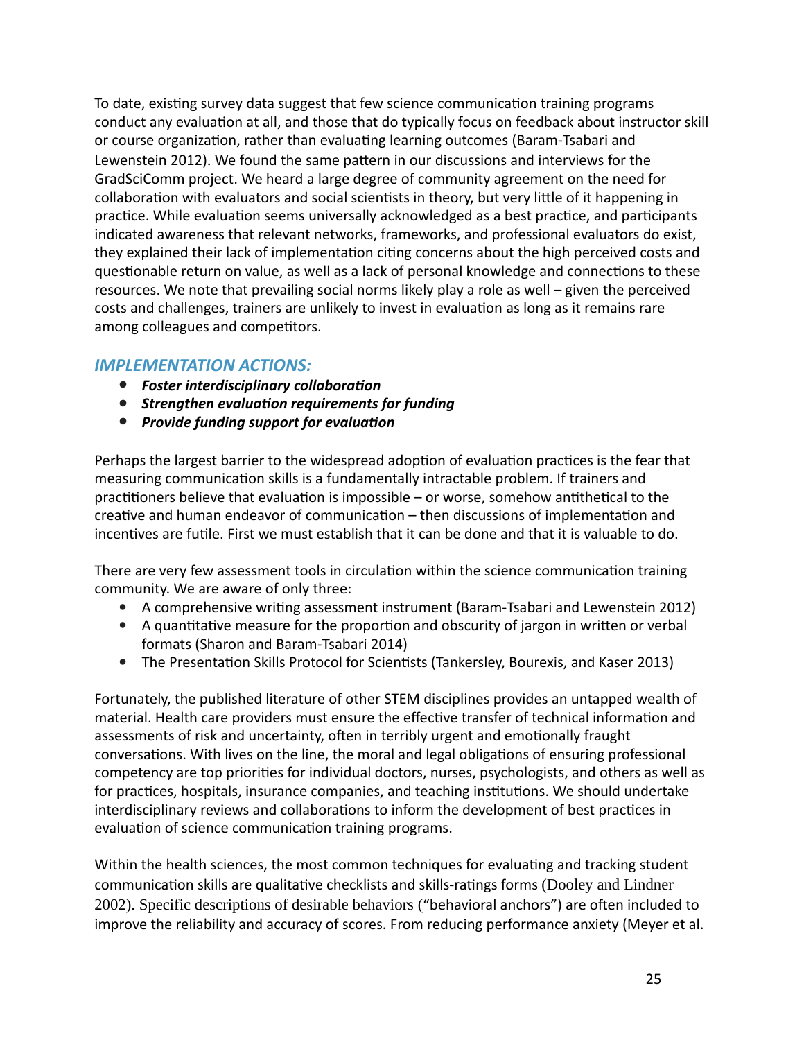To date, existing survey data suggest that few science communication training programs conduct any evaluation at all, and those that do typically focus on feedback about instructor skill or course organization, rather than evaluating learning outcomes (Baram-Tsabari and Lewenstein 2012). We found the same pattern in our discussions and interviews for the GradSciComm project. We heard a large degree of community agreement on the need for collaboration with evaluators and social scientists in theory, but very little of it happening in practice. While evaluation seems universally acknowledged as a best practice, and participants indicated awareness that relevant networks, frameworks, and professional evaluators do exist, they explained their lack of implementation citing concerns about the high perceived costs and questionable return on value, as well as a lack of personal knowledge and connections to these resources. We note that prevailing social norms likely play a role as well – given the perceived costs and challenges, trainers are unlikely to invest in evaluation as long as it remains rare among colleagues and competitors.

### *IMPLEMENTATION ACTIONS:*

- ***Foster interdisciplinary collaboration***
- ***Strengthen evaluation requirements for funding***
- ***Provide funding support for evaluation***

Perhaps the largest barrier to the widespread adoption of evaluation practices is the fear that measuring communication skills is a fundamentally intractable problem. If trainers and practitioners believe that evaluation is impossible – or worse, somehow antithetical to the creative and human endeavor of communication – then discussions of implementation and incentives are futile. First we must establish that it can be done and that it is valuable to do.

There are very few assessment tools in circulation within the science communication training community. We are aware of only three:

- A comprehensive writing assessment instrument (Baram-Tsabari and Lewenstein 2012)
- A quantitative measure for the proportion and obscurity of jargon in written or verbal formats (Sharon and Baram-Tsabari 2014)
- The Presentation Skills Protocol for Scientists (Tankersley, Bourexis, and Kaser 2013)

Fortunately, the published literature of other STEM disciplines provides an untapped wealth of material. Health care providers must ensure the effective transfer of technical information and assessments of risk and uncertainty, often in terribly urgent and emotionally fraught conversations. With lives on the line, the moral and legal obligations of ensuring professional competency are top priorities for individual doctors, nurses, psychologists, and others as well as for practices, hospitals, insurance companies, and teaching institutions. We should undertake interdisciplinary reviews and collaborations to inform the development of best practices in evaluation of science communication training programs.

Within the health sciences, the most common techniques for evaluating and tracking student communication skills are qualitative checklists and skills-ratings forms (Dooley and Lindner 2002). Specific descriptions of desirable behaviors ("behavioral anchors") are often included to improve the reliability and accuracy of scores. From reducing performance anxiety (Meyer et al.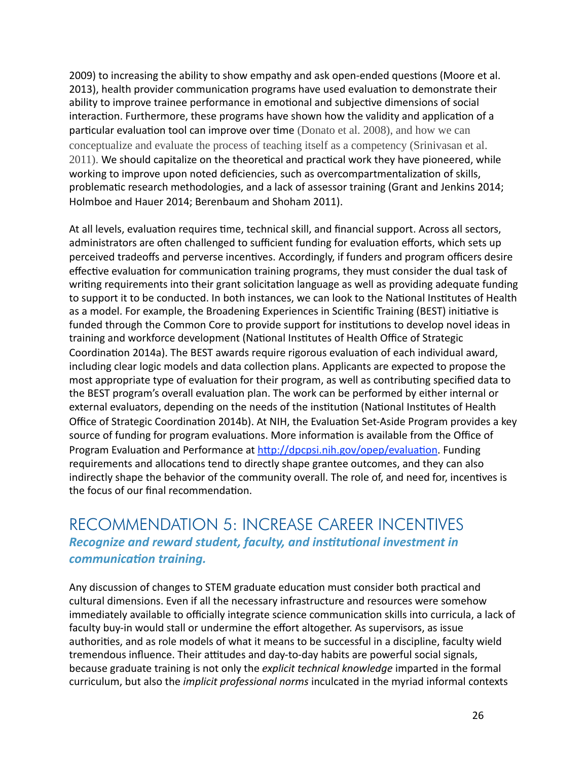2009) to increasing the ability to show empathy and ask open-ended questions (Moore et al. 2013), health provider communication programs have used evaluation to demonstrate their ability to improve trainee performance in emotional and subjective dimensions of social interaction. Furthermore, these programs have shown how the validity and application of a particular evaluation tool can improve over time (Donato et al. 2008), and how we can conceptualize and evaluate the process of teaching itself as a competency (Srinivasan et al. 2011). We should capitalize on the theoretical and practical work they have pioneered, while working to improve upon noted deficiencies, such as overcompartmentalization of skills, problematic research methodologies, and a lack of assessor training (Grant and Jenkins 2014; Holmboe and Hauer 2014; Berenbaum and Shoham 2011).

At all levels, evaluation requires time, technical skill, and financial support. Across all sectors, administrators are often challenged to sufficient funding for evaluation efforts, which sets up perceived tradeoffs and perverse incentives. Accordingly, if funders and program officers desire effective evaluation for communication training programs, they must consider the dual task of writing requirements into their grant solicitation language as well as providing adequate funding to support it to be conducted. In both instances, we can look to the National Institutes of Health as a model. For example, the Broadening Experiences in Scientific Training (BEST) initiative is funded through the Common Core to provide support for institutions to develop novel ideas in training and workforce development (National Institutes of Health Office of Strategic Coordination 2014a). The BEST awards require rigorous evaluation of each individual award, including clear logic models and data collection plans. Applicants are expected to propose the most appropriate type of evaluation for their program, as well as contributing specified data to the BEST program's overall evaluation plan. The work can be performed by either internal or external evaluators, depending on the needs of the institution (National Institutes of Health Office of Strategic Coordination 2014b). At NIH, the Evaluation Set-Aside Program provides a key source of funding for program evaluations. More information is available from the Office of Program Evaluation and Performance at [http://dpcpsi.nih.gov/opep/evaluation](http://dpcpsi.nih.gov/opep/evaluation). Funding requirements and allocations tend to directly shape grantee outcomes, and they can also indirectly shape the behavior of the community overall. The role of, and need for, incentives is the focus of our final recommendation.

## RECOMMENDATION 5: INCREASE CAREER INCENTIVES

***Recognize and reward student, faculty, and institutional investment in communication training.***

Any discussion of changes to STEM graduate education must consider both practical and cultural dimensions. Even if all the necessary infrastructure and resources were somehow immediately available to officially integrate science communication skills into curricula, a lack of faculty buy-in would stall or undermine the effort altogether. As supervisors, as issue authorities, and as role models of what it means to be successful in a discipline, faculty wield tremendous influence. Their attitudes and day-to-day habits are powerful social signals, because graduate training is not only the *explicit technical knowledge* imparted in the formal curriculum, but also the *implicit professional norms* inculcated in the myriad informal contexts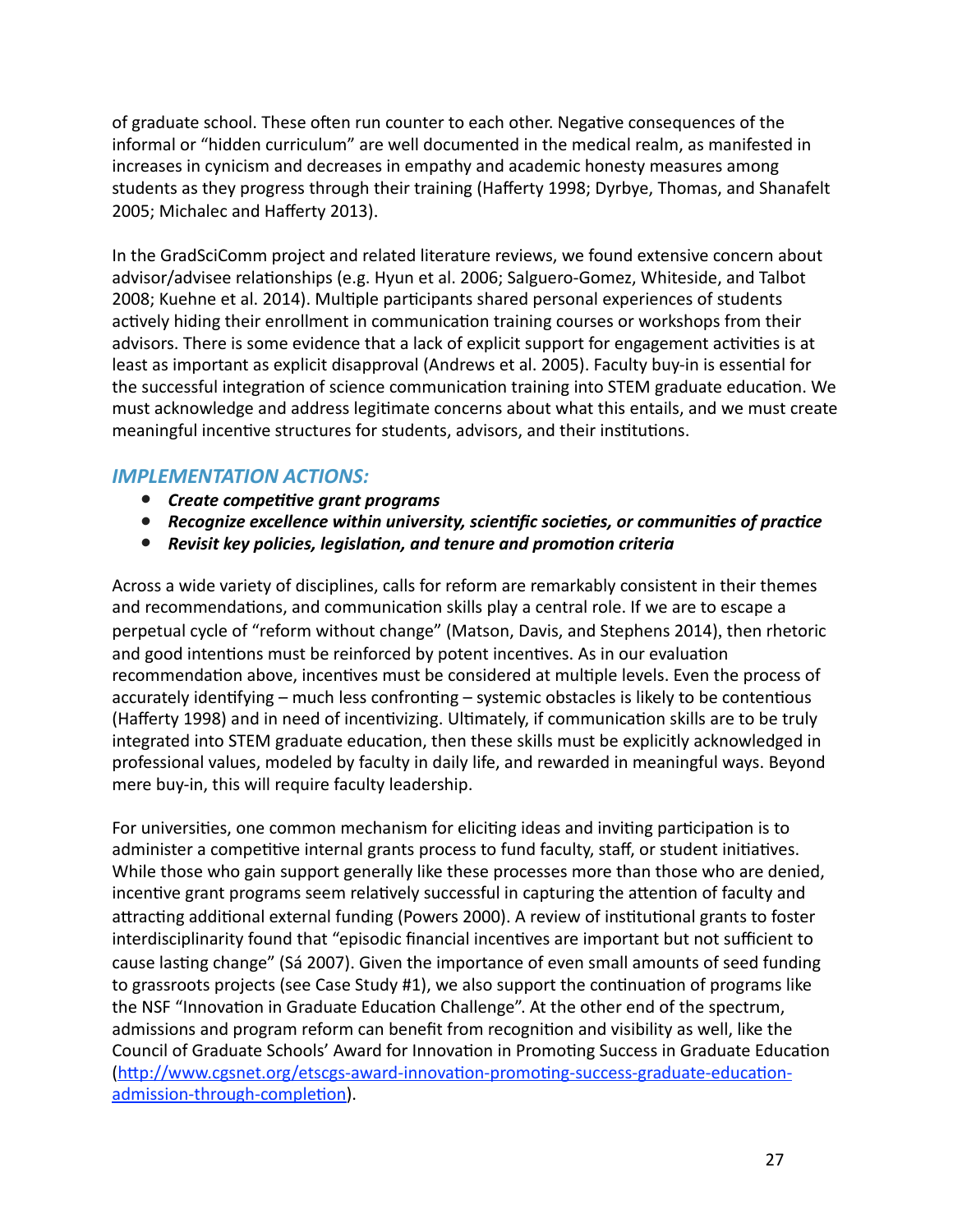of graduate school. These often run counter to each other. Negative consequences of the informal or "hidden curriculum" are well documented in the medical realm, as manifested in increases in cynicism and decreases in empathy and academic honesty measures among students as they progress through their training (Hafferty 1998; Dyrbye, Thomas, and Shanafelt 2005; Michalec and Hafferty 2013).

In the GradSciComm project and related literature reviews, we found extensive concern about advisor/advisee relationships (e.g. Hyun et al. 2006; Salguero-Gomez, Whiteside, and Talbot 2008; Kuehne et al. 2014). Multiple participants shared personal experiences of students actively hiding their enrollment in communication training courses or workshops from their advisors. There is some evidence that a lack of explicit support for engagement activities is at least as important as explicit disapproval (Andrews et al. 2005). Faculty buy-in is essential for the successful integration of science communication training into STEM graduate education. We must acknowledge and address legitimate concerns about what this entails, and we must create meaningful incentive structures for students, advisors, and their institutions.

### *IMPLEMENTATION ACTIONS:*

- ***Create competitive grant programs***
- ***Recognize excellence within university, scientific societies, or communities of practice***
- ***Revisit key policies, legislation, and tenure and promotion criteria***

Across a wide variety of disciplines, calls for reform are remarkably consistent in their themes and recommendations, and communication skills play a central role. If we are to escape a perpetual cycle of "reform without change" (Matson, Davis, and Stephens 2014), then rhetoric and good intentions must be reinforced by potent incentives. As in our evaluation recommendation above, incentives must be considered at multiple levels. Even the process of accurately identifying – much less confronting – systemic obstacles is likely to be contentious (Hafferty 1998) and in need of incentivizing. Ultimately, if communication skills are to be truly integrated into STEM graduate education, then these skills must be explicitly acknowledged in professional values, modeled by faculty in daily life, and rewarded in meaningful ways. Beyond mere buy-in, this will require faculty leadership.

For universities, one common mechanism for eliciting ideas and inviting participation is to administer a competitive internal grants process to fund faculty, staff, or student initiatives. While those who gain support generally like these processes more than those who are denied, incentive grant programs seem relatively successful in capturing the attention of faculty and attracting additional external funding (Powers 2000). A review of institutional grants to foster interdisciplinarity found that "episodic financial incentives are important but not sufficient to cause lasting change" (Sá 2007). Given the importance of even small amounts of seed funding to grassroots projects (see Case Study #1), we also support the continuation of programs like the NSF "Innovation in Graduate Education Challenge". At the other end of the spectrum, admissions and program reform can benefit from recognition and visibility as well, like the Council of Graduate Schools' Award for Innovation in Promoting Success in Graduate Education ([http://www.cgsnet.org/etscgs-award-innovation-promoting-success-graduate-education-admission-through-completion](http://www.cgsnet.org/etscgs-award-innovation-promoting-success-graduate-education-admission-through-completion)).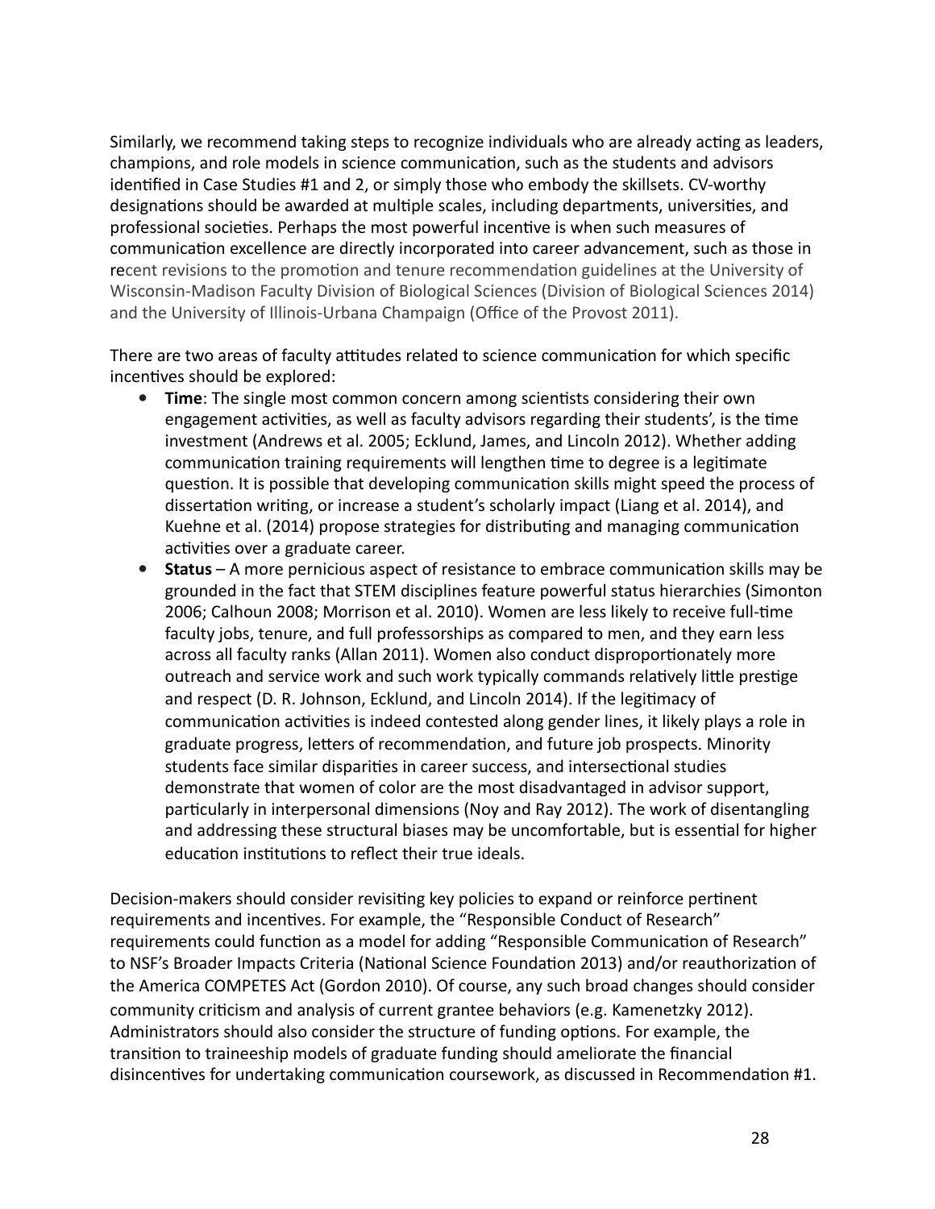Similarly, we recommend taking steps to recognize individuals who are already acting as leaders, champions, and role models in science communication, such as the students and advisors identified in Case Studies #1 and 2, or simply those who embody the skillsets. CV-worthy designations should be awarded at multiple scales, including departments, universities, and professional societies. Perhaps the most powerful incentive is when such measures of communication excellence are directly incorporated into career advancement, such as those in recent revisions to the promotion and tenure recommendation guidelines at the University of Wisconsin-Madison Faculty Division of Biological Sciences (Division of Biological Sciences 2014) and the University of Illinois-Urbana Champaign (Office of the Provost 2011).

There are two areas of faculty attitudes related to science communication for which specific incentives should be explored:

- **Time**: The single most common concern among scientists considering their own engagement activities, as well as faculty advisors regarding their students', is the time investment (Andrews et al. 2005; Ecklund, James, and Lincoln 2012). Whether adding communication training requirements will lengthen time to degree is a legitimate question. It is possible that developing communication skills might speed the process of dissertation writing, or increase a student's scholarly impact (Liang et al. 2014), and Kuehne et al. (2014) propose strategies for distributing and managing communication activities over a graduate career.
- **Status** – A more pernicious aspect of resistance to embrace communication skills may be grounded in the fact that STEM disciplines feature powerful status hierarchies (Simonton 2006; Calhoun 2008; Morrison et al. 2010). Women are less likely to receive full-time faculty jobs, tenure, and full professorships as compared to men, and they earn less across all faculty ranks (Allan 2011). Women also conduct disproportionately more outreach and service work and such work typically commands relatively little prestige and respect (D. R. Johnson, Ecklund, and Lincoln 2014). If the legitimacy of communication activities is indeed contested along gender lines, it likely plays a role in graduate progress, letters of recommendation, and future job prospects. Minority students face similar disparities in career success, and intersectional studies demonstrate that women of color are the most disadvantaged in advisor support, particularly in interpersonal dimensions (Noy and Ray 2012). The work of disentangling and addressing these structural biases may be uncomfortable, but is essential for higher education institutions to reflect their true ideals.

Decision-makers should consider revisiting key policies to expand or reinforce pertinent requirements and incentives. For example, the "Responsible Conduct of Research" requirements could function as a model for adding "Responsible Communication of Research" to NSF's Broader Impacts Criteria (National Science Foundation 2013) and/or reauthorization of the America COMPETES Act (Gordon 2010). Of course, any such broad changes should consider community criticism and analysis of current grantee behaviors (e.g. Kamenetzky 2012). Administrators should also consider the structure of funding options. For example, the transition to traineeship models of graduate funding should ameliorate the financial disincentives for undertaking communication coursework, as discussed in Recommendation #1.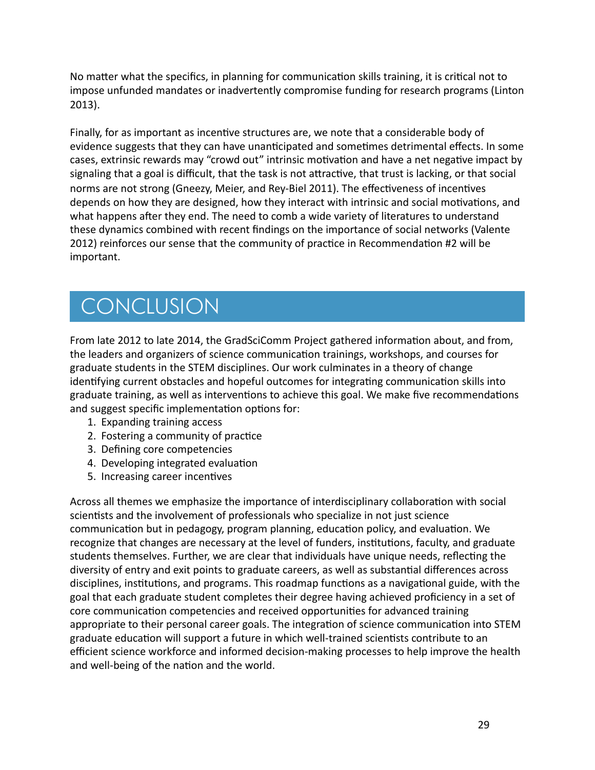No matter what the specifics, in planning for communication skills training, it is critical not to impose unfunded mandates or inadvertently compromise funding for research programs (Linton 2013).

Finally, for as important as incentive structures are, we note that a considerable body of evidence suggests that they can have unanticipated and sometimes detrimental effects. In some cases, extrinsic rewards may "crowd out" intrinsic motivation and have a net negative impact by signaling that a goal is difficult, that the task is not attractive, that trust is lacking, or that social norms are not strong (Gneezy, Meier, and Rey-Biel 2011). The effectiveness of incentives depends on how they are designed, how they interact with intrinsic and social motivations, and what happens after they end. The need to comb a wide variety of literatures to understand these dynamics combined with recent findings on the importance of social networks (Valente 2012) reinforces our sense that the community of practice in Recommendation #2 will be important.

# CONCLUSION

From late 2012 to late 2014, the GradSciComm Project gathered information about, and from, the leaders and organizers of science communication trainings, workshops, and courses for graduate students in the STEM disciplines. Our work culminates in a theory of change identifying current obstacles and hopeful outcomes for integrating communication skills into graduate training, as well as interventions to achieve this goal. We make five recommendations and suggest specific implementation options for:

1. Expanding training access
2. Fostering a community of practice
3. Defining core competencies
4. Developing integrated evaluation
5. Increasing career incentives

Across all themes we emphasize the importance of interdisciplinary collaboration with social scientists and the involvement of professionals who specialize in not just science communication but in pedagogy, program planning, education policy, and evaluation. We recognize that changes are necessary at the level of funders, institutions, faculty, and graduate students themselves. Further, we are clear that individuals have unique needs, reflecting the diversity of entry and exit points to graduate careers, as well as substantial differences across disciplines, institutions, and programs. This roadmap functions as a navigational guide, with the goal that each graduate student completes their degree having achieved proficiency in a set of core communication competencies and received opportunities for advanced training appropriate to their personal career goals. The integration of science communication into STEM graduate education will support a future in which well-trained scientists contribute to an efficient science workforce and informed decision-making processes to help improve the health and well-being of the nation and the world.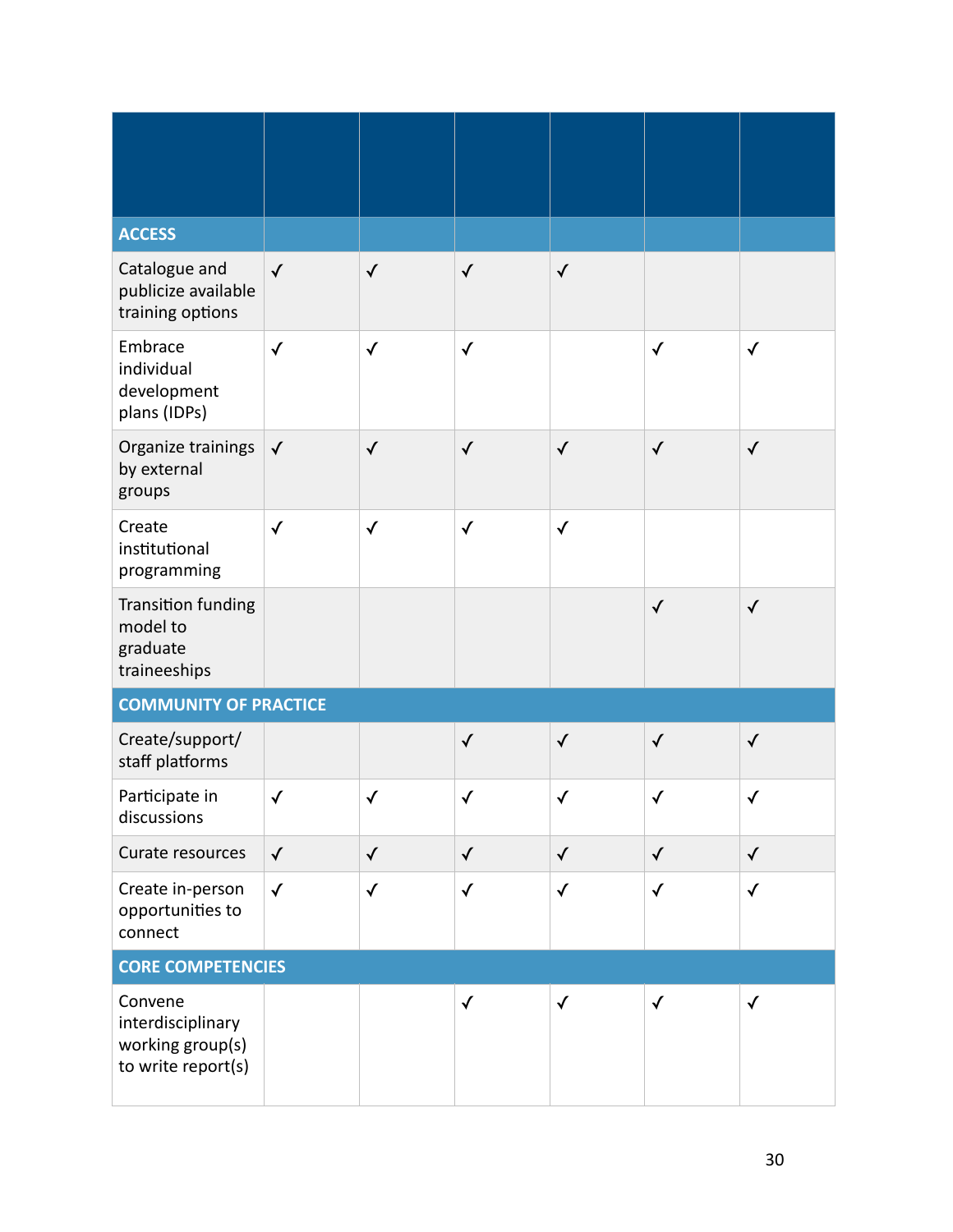| | | | | | | |
|---|---|---|---|---|---|---|
| **ACCESS** | | | | | | |
| Catalogue and publicize available training options | ✓ | ✓ | ✓ | ✓ | | |
| Embrace individual development plans (IDPs) | ✓ | ✓ | ✓ | | ✓ | ✓ |
| Organize trainings by external groups | ✓ | ✓ | ✓ | ✓ | ✓ | ✓ |
| Create institutional programming | ✓ | ✓ | ✓ | ✓ | | |
| Transition funding model to graduate traineeships | | | | | ✓ | ✓ |
| **COMMUNITY OF PRACTICE** | | | | | | |
| Create/support/ staff platforms | | | ✓ | ✓ | ✓ | ✓ |
| Participate in discussions | ✓ | ✓ | ✓ | ✓ | ✓ | ✓ |
| Curate resources | ✓ | ✓ | ✓ | ✓ | ✓ | ✓ |
| Create in-person opportunities to connect | ✓ | ✓ | ✓ | ✓ | ✓ | ✓ |
| **CORE COMPETENCIES** | | | | | | |
| Convene interdisciplinary working group(s) to write report(s) | | | ✓ | ✓ | ✓ | ✓ |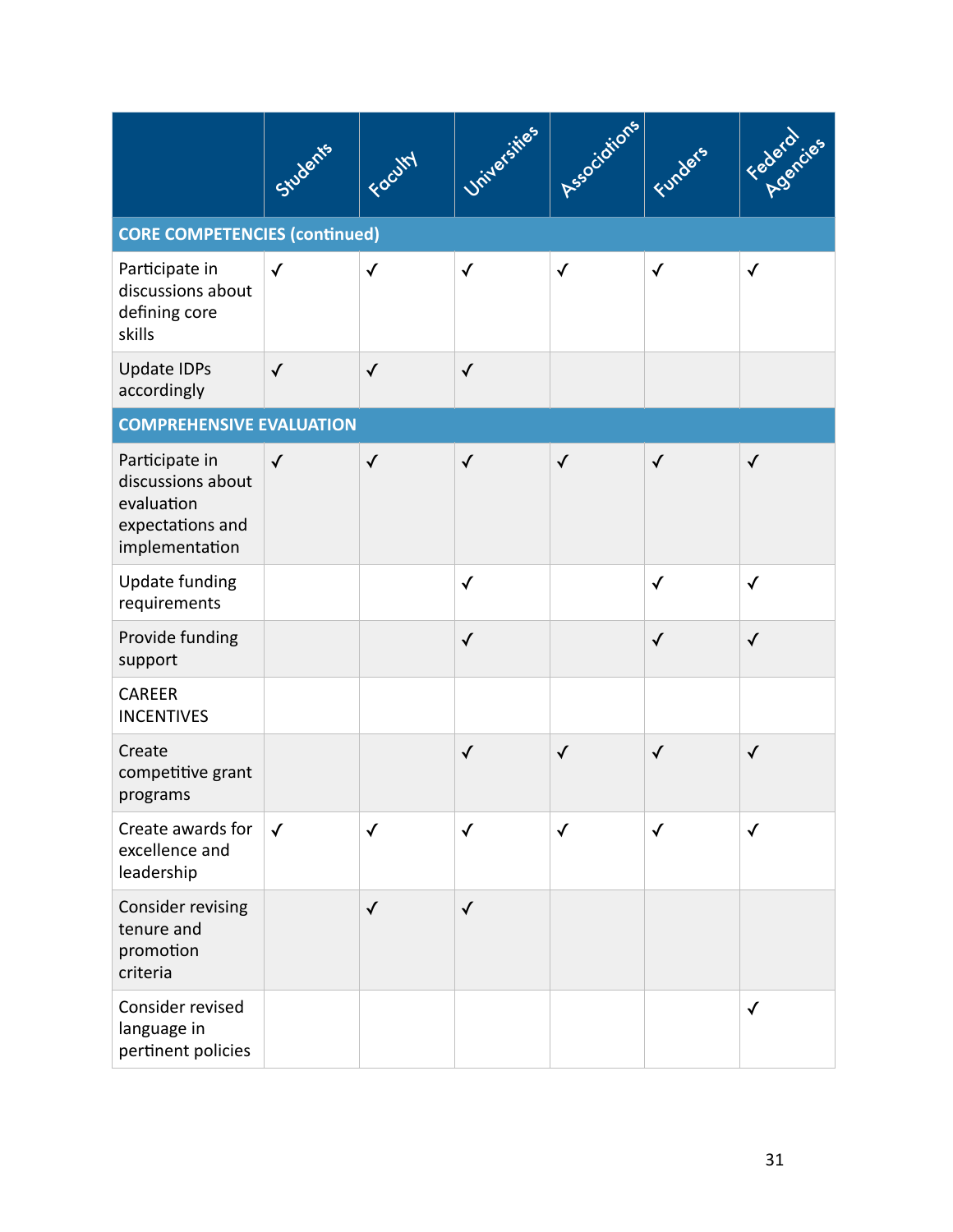| | Students | Faculty | Universities | Associations | Funders | Federal Agencies |
|---|---|---|---|---|---|---|
| **CORE COMPETENCIES (continued)** | | | | | | |
| Participate in discussions about defining core skills | ✓ | ✓ | ✓ | ✓ | ✓ | ✓ |
| Update IDPs accordingly | ✓ | ✓ | ✓ | | | |
| **COMPREHENSIVE EVALUATION** | | | | | | |
| Participate in discussions about evaluation expectations and implementation | ✓ | ✓ | ✓ | ✓ | ✓ | ✓ |
| Update funding requirements | | | ✓ | | ✓ | ✓ |
| Provide funding support | | | ✓ | | ✓ | ✓ |
| CAREER INCENTIVES | | | | | | |
| Create competitive grant programs | | | ✓ | ✓ | ✓ | ✓ |
| Create awards for excellence and leadership | ✓ | ✓ | ✓ | ✓ | ✓ | ✓ |
| Consider revising tenure and promotion criteria | | ✓ | ✓ | | | |
| Consider revised language in pertinent policies | | | | | | ✓ |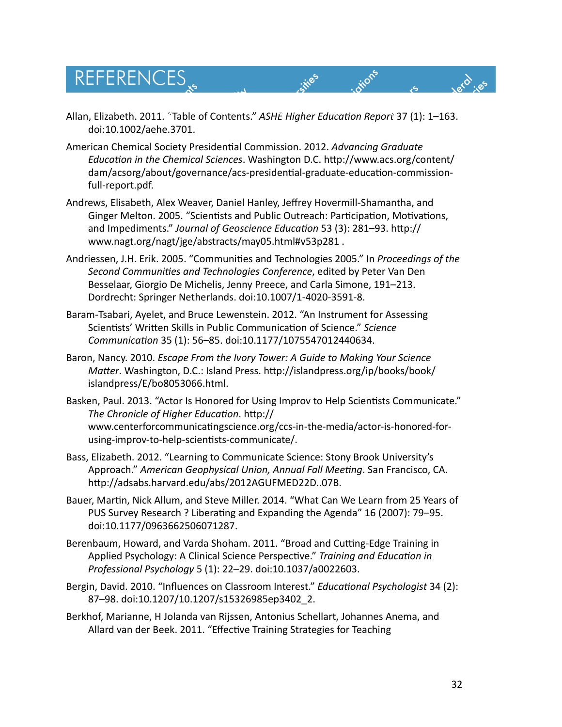# REFERENCES

Allan, Elizabeth. 2011. "Table of Contents." *ASHE Higher Education Report* 37 (1): 1–163. doi:10.1002/aehe.3701.

American Chemical Society Presidential Commission. 2012. *Advancing Graduate Education in the Chemical Sciences*. Washington D.C. http://www.acs.org/content/dam/acsorg/about/governance/acs-presidential-graduate-education-commission-full-report.pdf.

Andrews, Elisabeth, Alex Weaver, Daniel Hanley, Jeffrey Hovermill-Shamantha, and Ginger Melton. 2005. "Scientists and Public Outreach: Participation, Motivations, and Impediments." *Journal of Geoscience Education* 53 (3): 281–93. http://www.nagt.org/nagt/jge/abstracts/may05.html#v53p281 .

Andriessen, J.H. Erik. 2005. "Communities and Technologies 2005." In *Proceedings of the Second Communities and Technologies Conference*, edited by Peter Van Den Besselaar, Giorgio De Michelis, Jenny Preece, and Carla Simone, 191–213. Dordrecht: Springer Netherlands. doi:10.1007/1-4020-3591-8.

Baram-Tsabari, Ayelet, and Bruce Lewenstein. 2012. "An Instrument for Assessing Scientists' Written Skills in Public Communication of Science." *Science Communication* 35 (1): 56–85. doi:10.1177/1075547012440634.

Baron, Nancy. 2010. *Escape From the Ivory Tower: A Guide to Making Your Science Matter*. Washington, D.C.: Island Press. http://islandpress.org/ip/books/book/islandpress/E/bo8053066.html.

Basken, Paul. 2013. "Actor Is Honored for Using Improv to Help Scientists Communicate." *The Chronicle of Higher Education*. http://www.centerforcommunicatingscience.org/ccs-in-the-media/actor-is-honored-for-using-improv-to-help-scientists-communicate/.

Bass, Elizabeth. 2012. "Learning to Communicate Science: Stony Brook University's Approach." *American Geophysical Union, Annual Fall Meeting*. San Francisco, CA. http://adsabs.harvard.edu/abs/2012AGUFMED22D..07B.

Bauer, Martin, Nick Allum, and Steve Miller. 2014. "What Can We Learn from 25 Years of PUS Survey Research ? Liberating and Expanding the Agenda" 16 (2007): 79–95. doi:10.1177/0963662506071287.

Berenbaum, Howard, and Varda Shoham. 2011. "Broad and Cutting-Edge Training in Applied Psychology: A Clinical Science Perspective." *Training and Education in Professional Psychology* 5 (1): 22–29. doi:10.1037/a0022603.

Bergin, David. 2010. "Influences on Classroom Interest." *Educational Psychologist* 34 (2): 87–98. doi:10.1207/10.1207/s15326985ep3402_2.

Berkhof, Marianne, H Jolanda van Rijssen, Antonius Schellart, Johannes Anema, and Allard van der Beek. 2011. "Effective Training Strategies for Teaching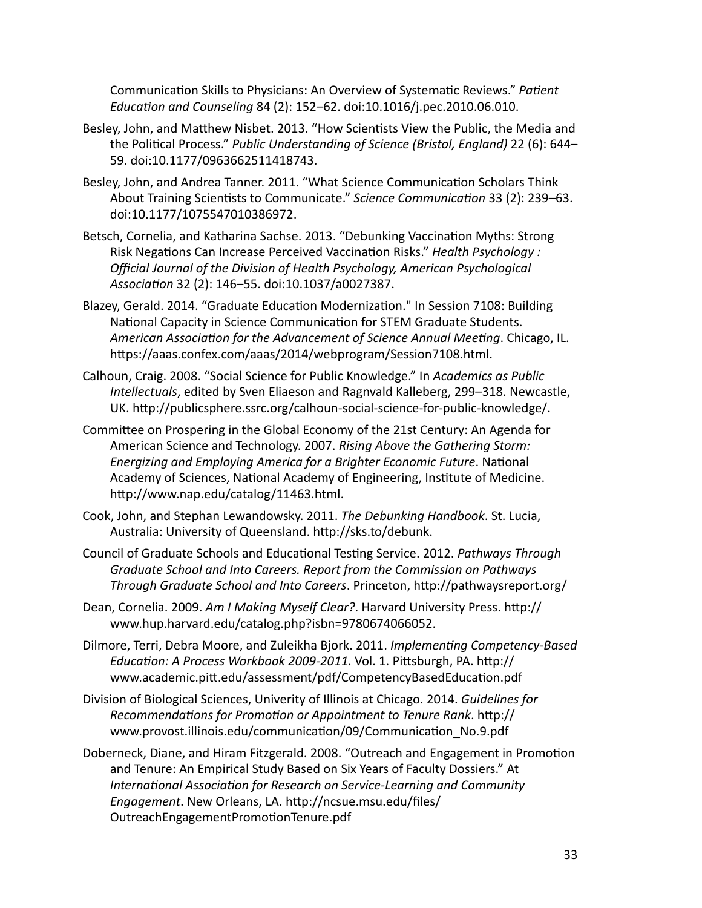Communication Skills to Physicians: An Overview of Systematic Reviews." *Patient Education and Counseling* 84 (2): 152–62. doi:10.1016/j.pec.2010.06.010.

Besley, John, and Matthew Nisbet. 2013. "How Scientists View the Public, the Media and the Political Process." *Public Understanding of Science (Bristol, England)* 22 (6): 644–59. doi:10.1177/0963662511418743.

Besley, John, and Andrea Tanner. 2011. "What Science Communication Scholars Think About Training Scientists to Communicate." *Science Communication* 33 (2): 239–63. doi:10.1177/1075547010386972.

Betsch, Cornelia, and Katharina Sachse. 2013. "Debunking Vaccination Myths: Strong Risk Negations Can Increase Perceived Vaccination Risks." *Health Psychology : Official Journal of the Division of Health Psychology, American Psychological Association* 32 (2): 146–55. doi:10.1037/a0027387.

Blazey, Gerald. 2014. "Graduate Education Modernization." In Session 7108: Building National Capacity in Science Communication for STEM Graduate Students. *American Association for the Advancement of Science Annual Meeting*. Chicago, IL. https://aaas.confex.com/aaas/2014/webprogram/Session7108.html.

Calhoun, Craig. 2008. "Social Science for Public Knowledge." In *Academics as Public Intellectuals*, edited by Sven Eliaeson and Ragnvald Kalleberg, 299–318. Newcastle, UK. http://publicsphere.ssrc.org/calhoun-social-science-for-public-knowledge/.

Committee on Prospering in the Global Economy of the 21st Century: An Agenda for American Science and Technology. 2007. *Rising Above the Gathering Storm: Energizing and Employing America for a Brighter Economic Future*. National Academy of Sciences, National Academy of Engineering, Institute of Medicine. http://www.nap.edu/catalog/11463.html.

Cook, John, and Stephan Lewandowsky. 2011. *The Debunking Handbook*. St. Lucia, Australia: University of Queensland. http://sks.to/debunk.

Council of Graduate Schools and Educational Testing Service. 2012. *Pathways Through Graduate School and Into Careers. Report from the Commission on Pathways Through Graduate School and Into Careers*. Princeton, http://pathwaysreport.org/

Dean, Cornelia. 2009. *Am I Making Myself Clear?*. Harvard University Press. http://www.hup.harvard.edu/catalog.php?isbn=9780674066052.

Dilmore, Terri, Debra Moore, and Zuleikha Bjork. 2011. *Implementing Competency-Based Education: A Process Workbook 2009-2011*. Vol. 1. Pittsburgh, PA. http://www.academic.pitt.edu/assessment/pdf/CompetencyBasedEducation.pdf

Division of Biological Sciences, Univerity of Illinois at Chicago. 2014. *Guidelines for Recommendations for Promotion or Appointment to Tenure Rank*. http://www.provost.illinois.edu/communication/09/Communication_No.9.pdf

Doberneck, Diane, and Hiram Fitzgerald. 2008. "Outreach and Engagement in Promotion and Tenure: An Empirical Study Based on Six Years of Faculty Dossiers." At *International Association for Research on Service-Learning and Community Engagement*. New Orleans, LA. http://ncsue.msu.edu/files/OutreachEngagementPromotionTenure.pdf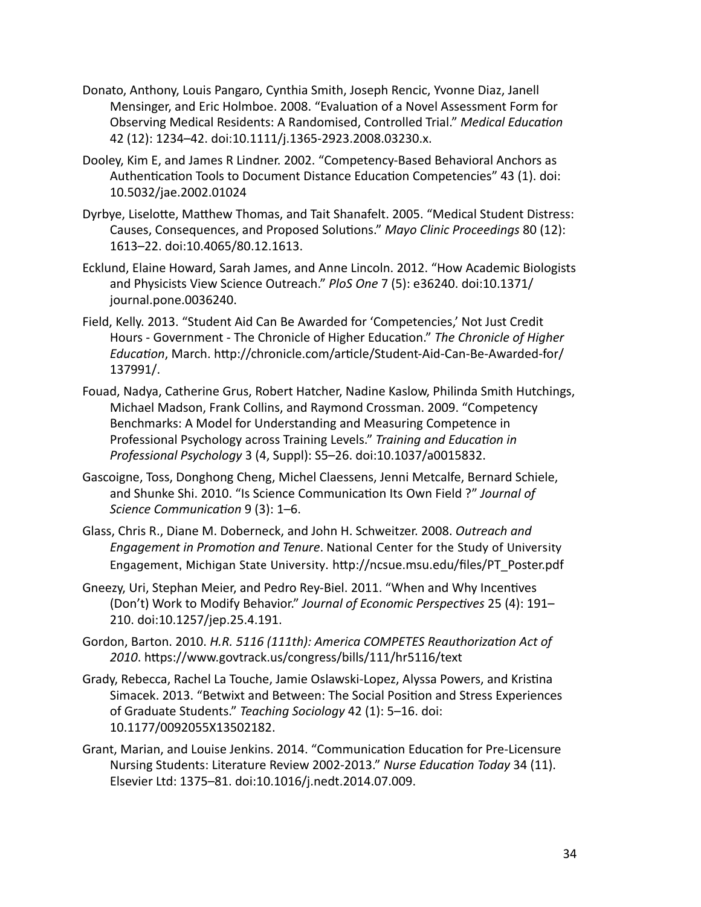Donato, Anthony, Louis Pangaro, Cynthia Smith, Joseph Rencic, Yvonne Diaz, Janell Mensinger, and Eric Holmboe. 2008. "Evaluation of a Novel Assessment Form for Observing Medical Residents: A Randomised, Controlled Trial." *Medical Education* 42 (12): 1234–42. doi:10.1111/j.1365-2923.2008.03230.x.

Dooley, Kim E, and James R Lindner. 2002. "Competency-Based Behavioral Anchors as Authentication Tools to Document Distance Education Competencies" 43 (1). doi: 10.5032/jae.2002.01024

Dyrbye, Liselotte, Matthew Thomas, and Tait Shanafelt. 2005. "Medical Student Distress: Causes, Consequences, and Proposed Solutions." *Mayo Clinic Proceedings* 80 (12): 1613–22. doi:10.4065/80.12.1613.

Ecklund, Elaine Howard, Sarah James, and Anne Lincoln. 2012. "How Academic Biologists and Physicists View Science Outreach." *PloS One* 7 (5): e36240. doi:10.1371/journal.pone.0036240.

Field, Kelly. 2013. "Student Aid Can Be Awarded for 'Competencies,' Not Just Credit Hours - Government - The Chronicle of Higher Education." *The Chronicle of Higher Education*, March. http://chronicle.com/article/Student-Aid-Can-Be-Awarded-for/137991/.

Fouad, Nadya, Catherine Grus, Robert Hatcher, Nadine Kaslow, Philinda Smith Hutchings, Michael Madson, Frank Collins, and Raymond Crossman. 2009. "Competency Benchmarks: A Model for Understanding and Measuring Competence in Professional Psychology across Training Levels." *Training and Education in Professional Psychology* 3 (4, Suppl): S5–26. doi:10.1037/a0015832.

Gascoigne, Toss, Donghong Cheng, Michel Claessens, Jenni Metcalfe, Bernard Schiele, and Shunke Shi. 2010. "Is Science Communication Its Own Field ?" *Journal of Science Communication* 9 (3): 1–6.

Glass, Chris R., Diane M. Doberneck, and John H. Schweitzer. 2008. *Outreach and Engagement in Promotion and Tenure*. National Center for the Study of University Engagement, Michigan State University. http://ncsue.msu.edu/files/PT_Poster.pdf

Gneezy, Uri, Stephan Meier, and Pedro Rey-Biel. 2011. "When and Why Incentives (Don't) Work to Modify Behavior." *Journal of Economic Perspectives* 25 (4): 191–210. doi:10.1257/jep.25.4.191.

Gordon, Barton. 2010. *H.R. 5116 (111th): America COMPETES Reauthorization Act of 2010*. https://www.govtrack.us/congress/bills/111/hr5116/text

Grady, Rebecca, Rachel La Touche, Jamie Oslawski-Lopez, Alyssa Powers, and Kristina Simacek. 2013. "Betwixt and Between: The Social Position and Stress Experiences of Graduate Students." *Teaching Sociology* 42 (1): 5–16. doi: 10.1177/0092055X13502182.

Grant, Marian, and Louise Jenkins. 2014. "Communication Education for Pre-Licensure Nursing Students: Literature Review 2002-2013." *Nurse Education Today* 34 (11). Elsevier Ltd: 1375–81. doi:10.1016/j.nedt.2014.07.009.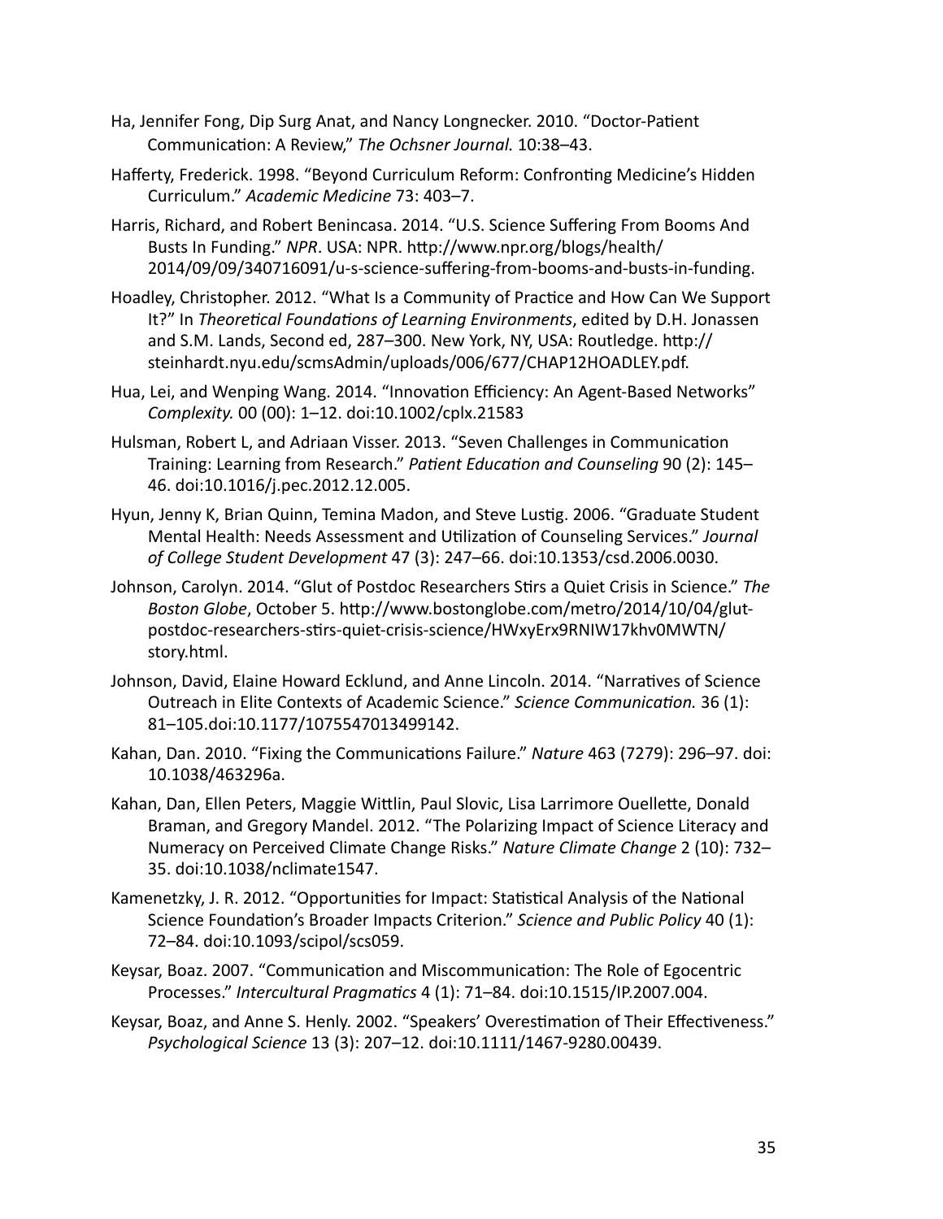Ha, Jennifer Fong, Dip Surg Anat, and Nancy Longnecker. 2010. "Doctor-Patient Communication: A Review," *The Ochsner Journal.* 10:38–43.

Hafferty, Frederick. 1998. "Beyond Curriculum Reform: Confronting Medicine's Hidden Curriculum." *Academic Medicine* 73: 403–7.

Harris, Richard, and Robert Benincasa. 2014. "U.S. Science Suffering From Booms And Busts In Funding." *NPR*. USA: NPR. http://www.npr.org/blogs/health/2014/09/09/340716091/u-s-science-suffering-from-booms-and-busts-in-funding.

Hoadley, Christopher. 2012. "What Is a Community of Practice and How Can We Support It?" In *Theoretical Foundations of Learning Environments*, edited by D.H. Jonassen and S.M. Lands, Second ed, 287–300. New York, NY, USA: Routledge. http://steinhardt.nyu.edu/scmsAdmin/uploads/006/677/CHAP12HOADLEY.pdf.

Hua, Lei, and Wenping Wang. 2014. "Innovation Efficiency: An Agent-Based Networks" *Complexity.* 00 (00): 1–12. doi:10.1002/cplx.21583

Hulsman, Robert L, and Adriaan Visser. 2013. "Seven Challenges in Communication Training: Learning from Research." *Patient Education and Counseling* 90 (2): 145–46. doi:10.1016/j.pec.2012.12.005.

Hyun, Jenny K, Brian Quinn, Temina Madon, and Steve Lustig. 2006. "Graduate Student Mental Health: Needs Assessment and Utilization of Counseling Services." *Journal of College Student Development* 47 (3): 247–66. doi:10.1353/csd.2006.0030.

Johnson, Carolyn. 2014. "Glut of Postdoc Researchers Stirs a Quiet Crisis in Science." *The Boston Globe*, October 5. http://www.bostonglobe.com/metro/2014/10/04/glut-postdoc-researchers-stirs-quiet-crisis-science/HWxyErx9RNIW17khv0MWTN/story.html.

Johnson, David, Elaine Howard Ecklund, and Anne Lincoln. 2014. "Narratives of Science Outreach in Elite Contexts of Academic Science." *Science Communication.* 36 (1): 81–105.doi:10.1177/1075547013499142.

Kahan, Dan. 2010. "Fixing the Communications Failure." *Nature* 463 (7279): 296–97. doi: 10.1038/463296a.

Kahan, Dan, Ellen Peters, Maggie Wittlin, Paul Slovic, Lisa Larrimore Ouellette, Donald Braman, and Gregory Mandel. 2012. "The Polarizing Impact of Science Literacy and Numeracy on Perceived Climate Change Risks." *Nature Climate Change* 2 (10): 732–35. doi:10.1038/nclimate1547.

Kamenetzky, J. R. 2012. "Opportunities for Impact: Statistical Analysis of the National Science Foundation's Broader Impacts Criterion." *Science and Public Policy* 40 (1): 72–84. doi:10.1093/scipol/scs059.

Keysar, Boaz. 2007. "Communication and Miscommunication: The Role of Egocentric Processes." *Intercultural Pragmatics* 4 (1): 71–84. doi:10.1515/IP.2007.004.

Keysar, Boaz, and Anne S. Henly. 2002. "Speakers' Overestimation of Their Effectiveness." *Psychological Science* 13 (3): 207–12. doi:10.1111/1467-9280.00439.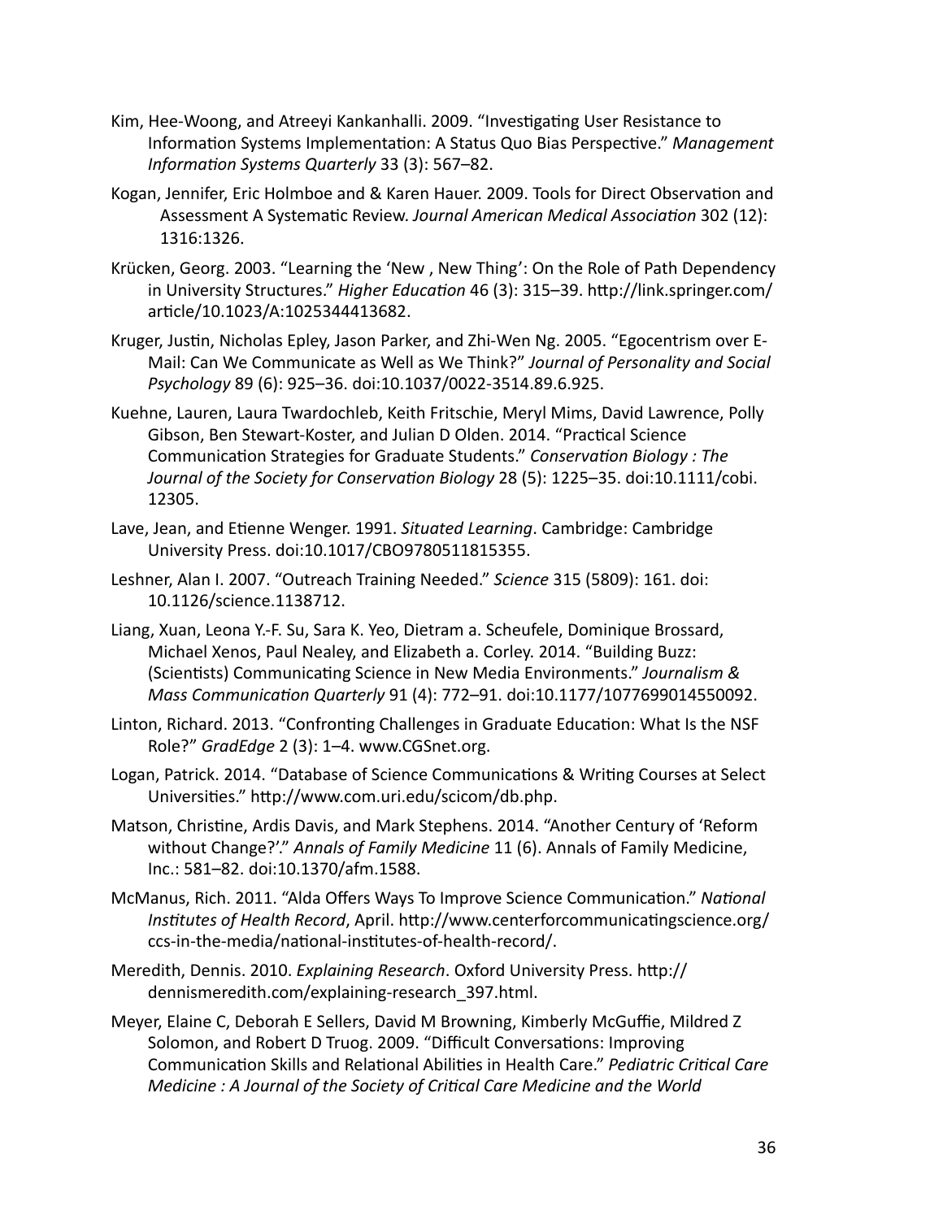Kim, Hee-Woong, and Atreeyi Kankanhalli. 2009. “Investigating User Resistance to Information Systems Implementation: A Status Quo Bias Perspective.” *Management Information Systems Quarterly* 33 (3): 567–82.

Kogan, Jennifer, Eric Holmboe and & Karen Hauer. 2009. Tools for Direct Observation and Assessment A Systematic Review. *Journal American Medical Association* 302 (12): 1316:1326.

Krücken, Georg. 2003. “Learning the ‘New , New Thing’: On the Role of Path Dependency in University Structures.” *Higher Education* 46 (3): 315–39. http://link.springer.com/article/10.1023/A:1025344413682.

Kruger, Justin, Nicholas Epley, Jason Parker, and Zhi-Wen Ng. 2005. “Egocentrism over E-Mail: Can We Communicate as Well as We Think?” *Journal of Personality and Social Psychology* 89 (6): 925–36. doi:10.1037/0022-3514.89.6.925.

Kuehne, Lauren, Laura Twardochleb, Keith Fritschie, Meryl Mims, David Lawrence, Polly Gibson, Ben Stewart-Koster, and Julian D Olden. 2014. “Practical Science Communication Strategies for Graduate Students.” *Conservation Biology : The Journal of the Society for Conservation Biology* 28 (5): 1225–35. doi:10.1111/cobi.12305.

Lave, Jean, and Etienne Wenger. 1991. *Situated Learning*. Cambridge: Cambridge University Press. doi:10.1017/CBO9780511815355.

Leshner, Alan I. 2007. “Outreach Training Needed.” *Science* 315 (5809): 161. doi:10.1126/science.1138712.

Liang, Xuan, Leona Y.-F. Su, Sara K. Yeo, Dietram a. Scheufele, Dominique Brossard, Michael Xenos, Paul Nealey, and Elizabeth a. Corley. 2014. “Building Buzz: (Scientists) Communicating Science in New Media Environments.” *Journalism & Mass Communication Quarterly* 91 (4): 772–91. doi:10.1177/1077699014550092.

Linton, Richard. 2013. “Confronting Challenges in Graduate Education: What Is the NSF Role?” *GradEdge* 2 (3): 1–4. www.CGSnet.org.

Logan, Patrick. 2014. “Database of Science Communications & Writing Courses at Select Universities.” http://www.com.uri.edu/scicom/db.php.

Matson, Christine, Ardis Davis, and Mark Stephens. 2014. “Another Century of ‘Reform without Change?’.” *Annals of Family Medicine* 11 (6). Annals of Family Medicine, Inc.: 581–82. doi:10.1370/afm.1588.

McManus, Rich. 2011. “Alda Offers Ways To Improve Science Communication.” *National Institutes of Health Record*, April. http://www.centerforcommunicatingscience.org/ccs-in-the-media/national-institutes-of-health-record/.

Meredith, Dennis. 2010. *Explaining Research*. Oxford University Press. http://dennismeredith.com/explaining-research_397.html.

Meyer, Elaine C, Deborah E Sellers, David M Browning, Kimberly McGuffie, Mildred Z Solomon, and Robert D Truog. 2009. “Difficult Conversations: Improving Communication Skills and Relational Abilities in Health Care.” *Pediatric Critical Care Medicine : A Journal of the Society of Critical Care Medicine and the World*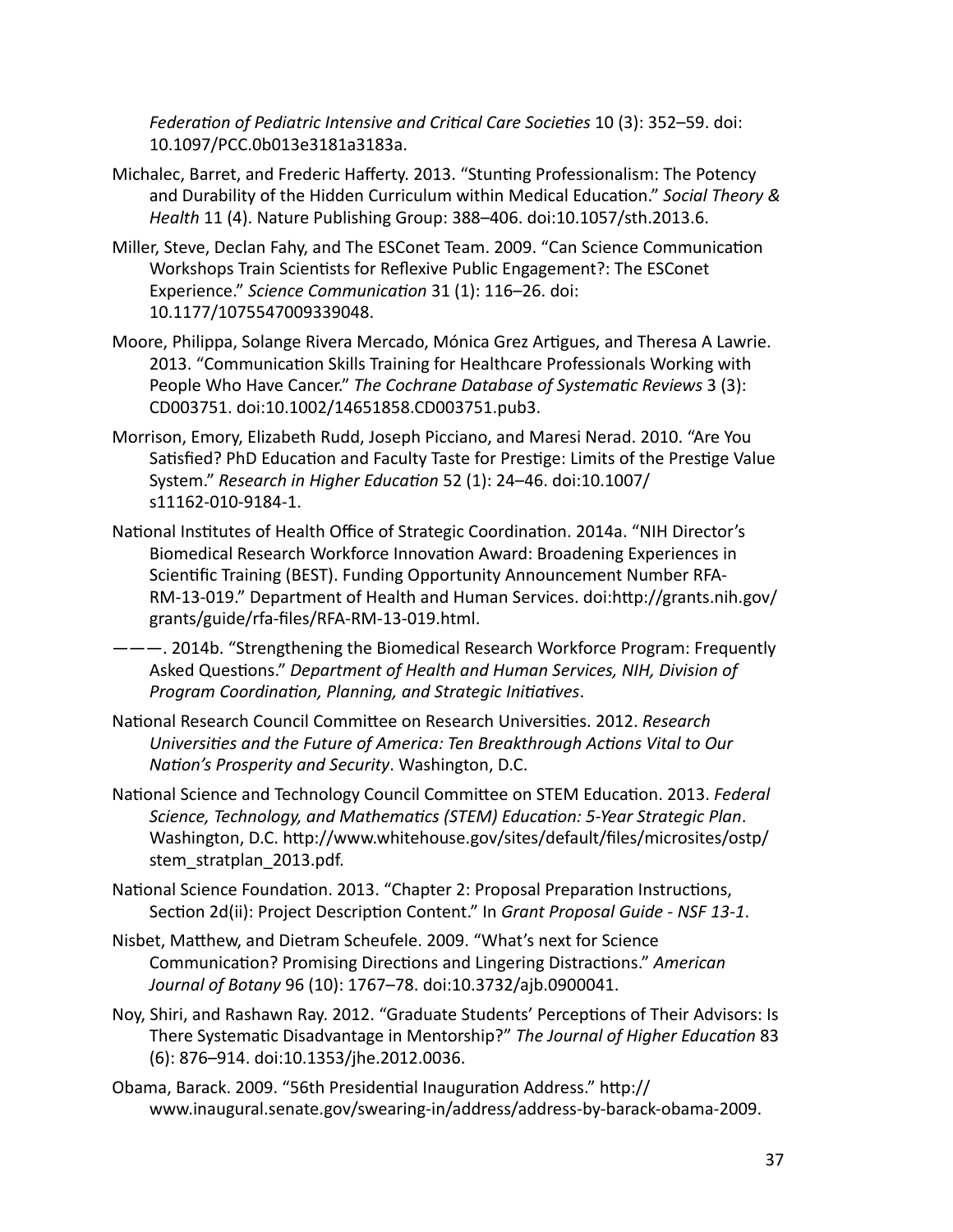*Federation of Pediatric Intensive and Critical Care Societies* 10 (3): 352–59. doi: 10.1097/PCC.0b013e3181a3183a.

Michalec, Barret, and Frederic Hafferty. 2013. "Stunting Professionalism: The Potency and Durability of the Hidden Curriculum within Medical Education." *Social Theory & Health* 11 (4). Nature Publishing Group: 388–406. doi:10.1057/sth.2013.6.

Miller, Steve, Declan Fahy, and The ESConet Team. 2009. "Can Science Communication Workshops Train Scientists for Reflexive Public Engagement?: The ESConet Experience." *Science Communication* 31 (1): 116–26. doi: 10.1177/1075547009339048.

Moore, Philippa, Solange Rivera Mercado, Mónica Grez Artigues, and Theresa A Lawrie. 2013. "Communication Skills Training for Healthcare Professionals Working with People Who Have Cancer." *The Cochrane Database of Systematic Reviews* 3 (3): CD003751. doi:10.1002/14651858.CD003751.pub3.

Morrison, Emory, Elizabeth Rudd, Joseph Picciano, and Maresi Nerad. 2010. "Are You Satisfied? PhD Education and Faculty Taste for Prestige: Limits of the Prestige Value System." *Research in Higher Education* 52 (1): 24–46. doi:10.1007/s11162-010-9184-1.

National Institutes of Health Office of Strategic Coordination. 2014a. "NIH Director's Biomedical Research Workforce Innovation Award: Broadening Experiences in Scientific Training (BEST). Funding Opportunity Announcement Number RFA-RM-13-019." Department of Health and Human Services. doi:http://grants.nih.gov/grants/guide/rfa-files/RFA-RM-13-019.html.

———. 2014b. "Strengthening the Biomedical Research Workforce Program: Frequently Asked Questions." *Department of Health and Human Services, NIH, Division of Program Coordination, Planning, and Strategic Initiatives*.

National Research Council Committee on Research Universities. 2012. *Research Universities and the Future of America: Ten Breakthrough Actions Vital to Our Nation's Prosperity and Security*. Washington, D.C.

National Science and Technology Council Committee on STEM Education. 2013. *Federal Science, Technology, and Mathematics (STEM) Education: 5-Year Strategic Plan*. Washington, D.C. http://www.whitehouse.gov/sites/default/files/microsites/ostp/stem_stratplan_2013.pdf.

National Science Foundation. 2013. "Chapter 2: Proposal Preparation Instructions, Section 2d(ii): Project Description Content." In *Grant Proposal Guide - NSF 13-1*.

Nisbet, Matthew, and Dietram Scheufele. 2009. "What's next for Science Communication? Promising Directions and Lingering Distractions." *American Journal of Botany* 96 (10): 1767–78. doi:10.3732/ajb.0900041.

Noy, Shiri, and Rashawn Ray. 2012. "Graduate Students' Perceptions of Their Advisors: Is There Systematic Disadvantage in Mentorship?" *The Journal of Higher Education* 83 (6): 876–914. doi:10.1353/jhe.2012.0036.

Obama, Barack. 2009. "56th Presidential Inauguration Address." http://www.inaugural.senate.gov/swearing-in/address/address-by-barack-obama-2009.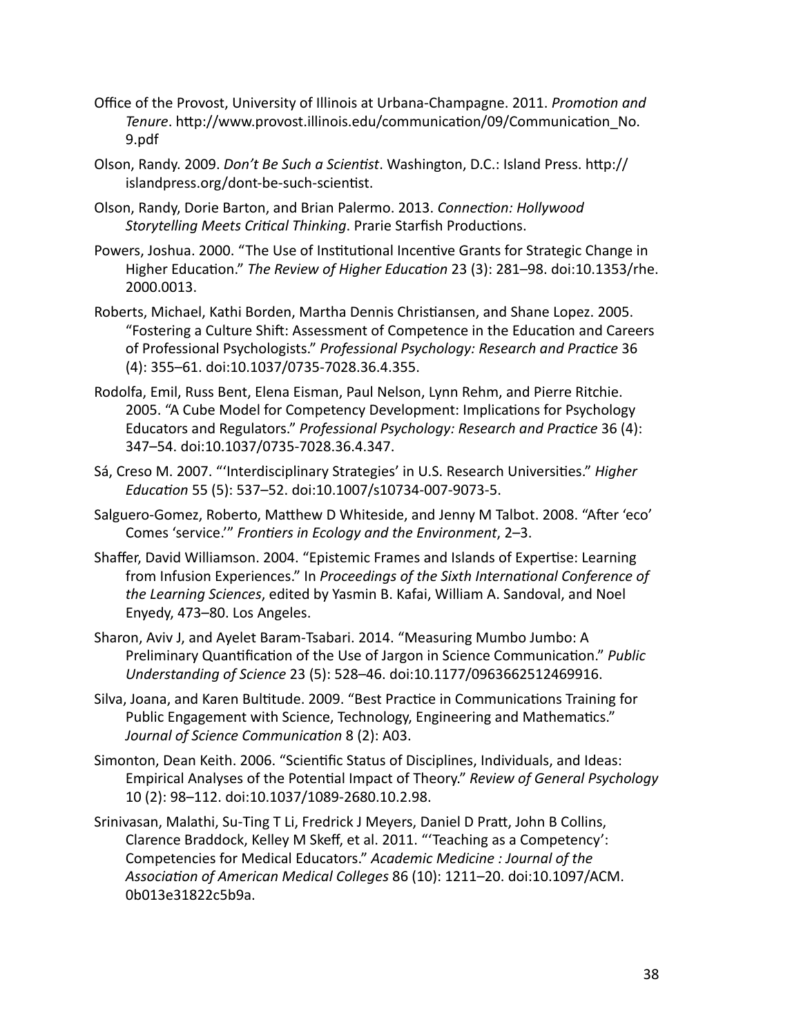Office of the Provost, University of Illinois at Urbana-Champagne. 2011. *Promotion and Tenure*. http://www.provost.illinois.edu/communication/09/Communication_No.9.pdf

Olson, Randy. 2009. *Don't Be Such a Scientist*. Washington, D.C.: Island Press. http://islandpress.org/dont-be-such-scientist.

Olson, Randy, Dorie Barton, and Brian Palermo. 2013. *Connection: Hollywood Storytelling Meets Critical Thinking*. Prarie Starfish Productions.

Powers, Joshua. 2000. "The Use of Institutional Incentive Grants for Strategic Change in Higher Education." *The Review of Higher Education* 23 (3): 281–98. doi:10.1353/rhe.2000.0013.

Roberts, Michael, Kathi Borden, Martha Dennis Christiansen, and Shane Lopez. 2005. "Fostering a Culture Shift: Assessment of Competence in the Education and Careers of Professional Psychologists." *Professional Psychology: Research and Practice* 36 (4): 355–61. doi:10.1037/0735-7028.36.4.355.

Rodolfa, Emil, Russ Bent, Elena Eisman, Paul Nelson, Lynn Rehm, and Pierre Ritchie. 2005. "A Cube Model for Competency Development: Implications for Psychology Educators and Regulators." *Professional Psychology: Research and Practice* 36 (4): 347–54. doi:10.1037/0735-7028.36.4.347.

Sá, Creso M. 2007. "'Interdisciplinary Strategies' in U.S. Research Universities." *Higher Education* 55 (5): 537–52. doi:10.1007/s10734-007-9073-5.

Salguero-Gomez, Roberto, Matthew D Whiteside, and Jenny M Talbot. 2008. "After 'eco' Comes 'service.'" *Frontiers in Ecology and the Environment*, 2–3.

Shaffer, David Williamson. 2004. "Epistemic Frames and Islands of Expertise: Learning from Infusion Experiences." In *Proceedings of the Sixth International Conference of the Learning Sciences*, edited by Yasmin B. Kafai, William A. Sandoval, and Noel Enyedy, 473–80. Los Angeles.

Sharon, Aviv J, and Ayelet Baram-Tsabari. 2014. "Measuring Mumbo Jumbo: A Preliminary Quantification of the Use of Jargon in Science Communication." *Public Understanding of Science* 23 (5): 528–46. doi:10.1177/0963662512469916.

Silva, Joana, and Karen Bultitude. 2009. "Best Practice in Communications Training for Public Engagement with Science, Technology, Engineering and Mathematics." *Journal of Science Communication* 8 (2): A03.

Simonton, Dean Keith. 2006. "Scientific Status of Disciplines, Individuals, and Ideas: Empirical Analyses of the Potential Impact of Theory." *Review of General Psychology* 10 (2): 98–112. doi:10.1037/1089-2680.10.2.98.

Srinivasan, Malathi, Su-Ting T Li, Fredrick J Meyers, Daniel D Pratt, John B Collins, Clarence Braddock, Kelley M Skeff, et al. 2011. "'Teaching as a Competency': Competencies for Medical Educators." *Academic Medicine : Journal of the Association of American Medical Colleges* 86 (10): 1211–20. doi:10.1097/ACM.0b013e31822c5b9a.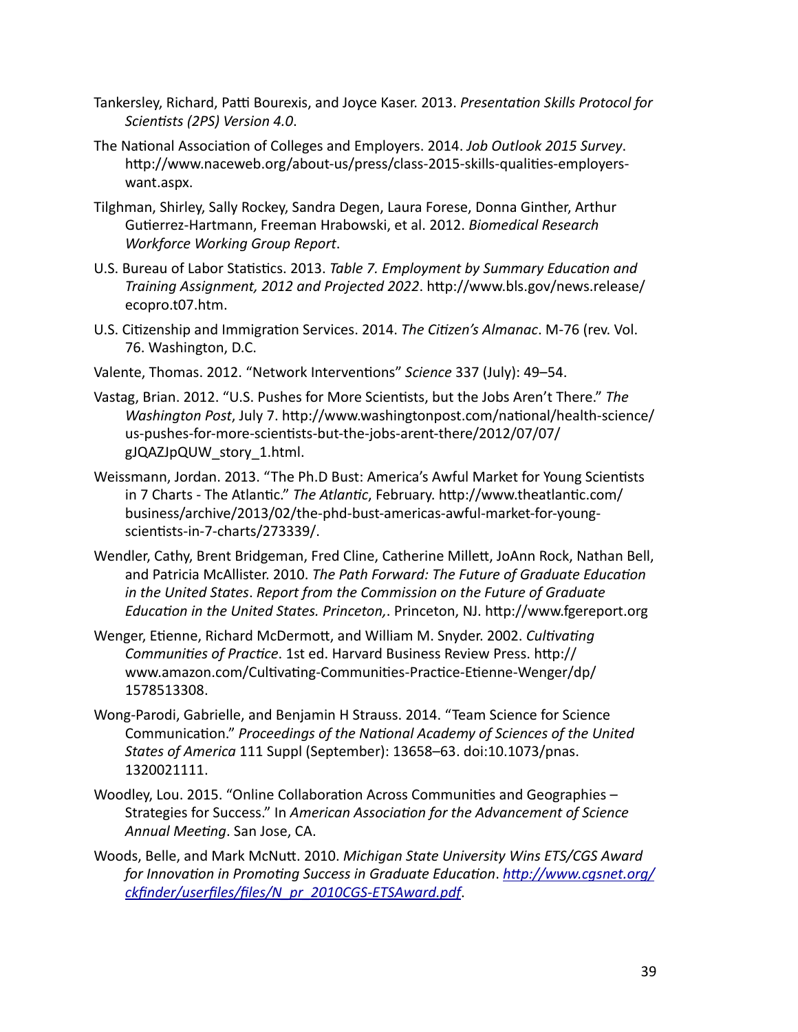Tankersley, Richard, Patti Bourexis, and Joyce Kaser. 2013. *Presentation Skills Protocol for Scientists (2PS) Version 4.0*.

The National Association of Colleges and Employers. 2014. *Job Outlook 2015 Survey*. http://www.naceweb.org/about-us/press/class-2015-skills-qualities-employers-want.aspx.

Tilghman, Shirley, Sally Rockey, Sandra Degen, Laura Forese, Donna Ginther, Arthur Gutierrez-Hartmann, Freeman Hrabowski, et al. 2012. *Biomedical Research Workforce Working Group Report*.

U.S. Bureau of Labor Statistics. 2013. *Table 7. Employment by Summary Education and Training Assignment, 2012 and Projected 2022*. http://www.bls.gov/news.release/ecopro.t07.htm.

U.S. Citizenship and Immigration Services. 2014. *The Citizen's Almanac*. M-76 (rev. Vol. 76. Washington, D.C.

Valente, Thomas. 2012. "Network Interventions" *Science* 337 (July): 49–54.

Vastag, Brian. 2012. "U.S. Pushes for More Scientists, but the Jobs Aren't There." *The Washington Post*, July 7. http://www.washingtonpost.com/national/health-science/us-pushes-for-more-scientists-but-the-jobs-arent-there/2012/07/07/gJQAZJpQUW_story_1.html.

Weissmann, Jordan. 2013. "The Ph.D Bust: America's Awful Market for Young Scientists in 7 Charts - The Atlantic." *The Atlantic*, February. http://www.theatlantic.com/business/archive/2013/02/the-phd-bust-americas-awful-market-for-young-scientists-in-7-charts/273339/.

Wendler, Cathy, Brent Bridgeman, Fred Cline, Catherine Millett, JoAnn Rock, Nathan Bell, and Patricia McAllister. 2010. *The Path Forward: The Future of Graduate Education in the United States*. *Report from the Commission on the Future of Graduate Education in the United States. Princeton,*. Princeton, NJ. http://www.fgereport.org

Wenger, Etienne, Richard McDermott, and William M. Snyder. 2002. *Cultivating Communities of Practice*. 1st ed. Harvard Business Review Press. http://www.amazon.com/Cultivating-Communities-Practice-Etienne-Wenger/dp/1578513308.

Wong-Parodi, Gabrielle, and Benjamin H Strauss. 2014. "Team Science for Science Communication." *Proceedings of the National Academy of Sciences of the United States of America* 111 Suppl (September): 13658–63. doi:10.1073/pnas.1320021111.

Woodley, Lou. 2015. "Online Collaboration Across Communities and Geographies – Strategies for Success." In *American Association for the Advancement of Science Annual Meeting*. San Jose, CA.

Woods, Belle, and Mark McNutt. 2010. *Michigan State University Wins ETS/CGS Award for Innovation in Promoting Success in Graduate Education*. http://www.cgsnet.org/ckfinder/userfiles/files/N_pr_2010CGS-ETSAward.pdf.